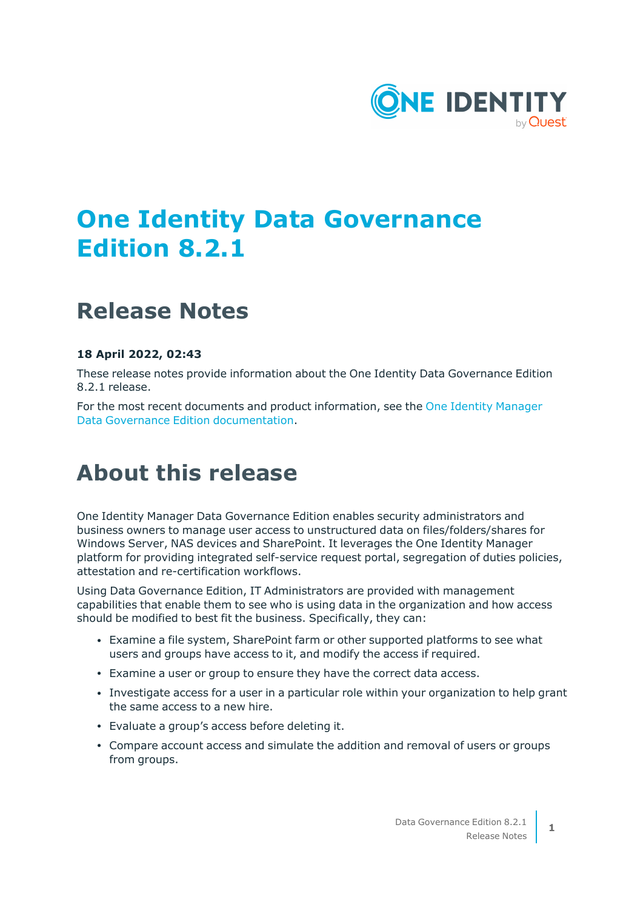# One Identity Data Governance Edition 8.2.1

## Release Notes

**18 April 2022, 02:43**

These release notes provide information about the One Identity Data Governance Edition 8.2.1 release.

For the most recent documents and product information, see the One Identity Manager Data Governance Edition documentation.

# About this release

One Identity Manager Data Governance Edition enables security administrators and business owners to manage user access to unstructured data on files/folders/shares for Windows Server, NAS devices and SharePoint. It leverages the One Identity Manager platform for providing integrated self-service request portal, segregation of duties policies, attestation and re-certification workflows.

Using Data Governance Edition, IT Administrators are provided with management capabilities that enable them to see who is using data in the organization and how access should be modified to best fit the business. Specifically, they can:

- Examine a file system, SharePoint farm or other supported platforms to see what users and groups have access to it, and modify the access if required.
- Examine a user or group to ensure they have the correct data access.
- Investigate access for a user in a particular role within your organization to help grant the same access to a new hire.
- Evaluate a group's access before deleting it.
- Compare account access and simulate the addition and removal of users or groups from groups.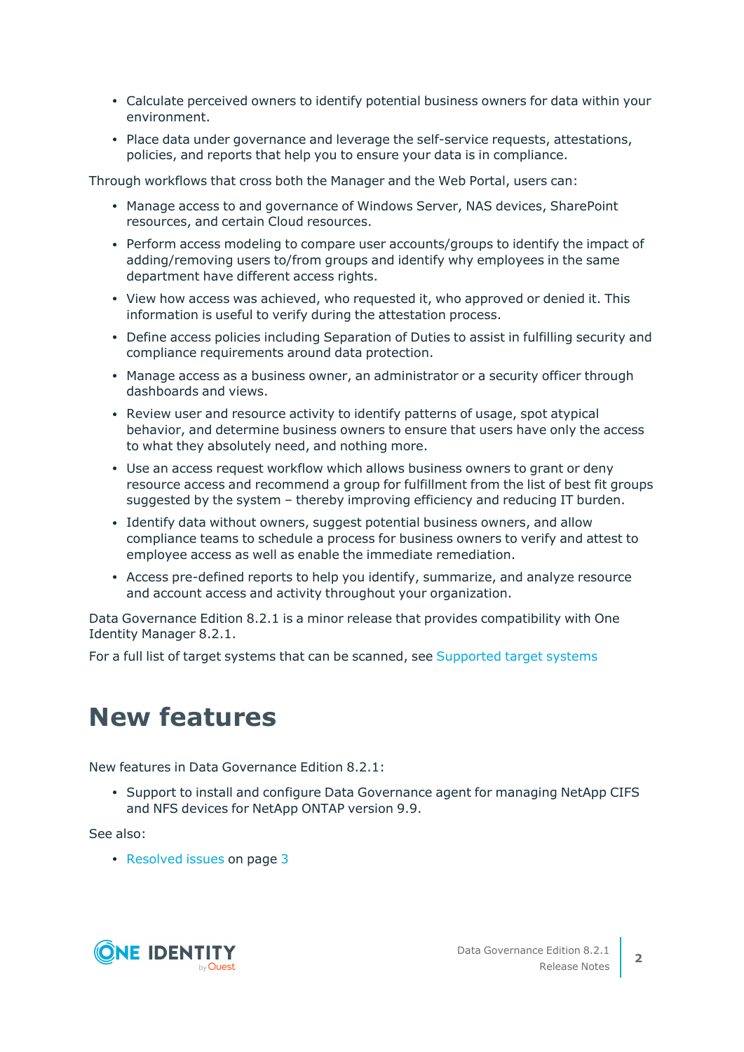- Calculate perceived owners to identify potential business owners for data within your environment.
- Place data under governance and leverage the self-service requests, attestations, policies, and reports that help you to ensure your data is in compliance.

Through workflows that cross both the Manager and the Web Portal, users can:

- Manage access to and governance of Windows Server, NAS devices, SharePoint resources, and certain Cloud resources.
- Perform access modeling to compare user accounts/groups to identify the impact of adding/removing users to/from groups and identify why employees in the same department have different access rights.
- View how access was achieved, who requested it, who approved or denied it. This information is useful to verify during the attestation process.
- Define access policies including Separation of Duties to assist in fulfilling security and compliance requirements around data protection.
- Manage access as a business owner, an administrator or a security officer through dashboards and views.
- Review user and resource activity to identify patterns of usage, spot atypical behavior, and determine business owners to ensure that users have only the access to what they absolutely need, and nothing more.
- Use an access request workflow which allows business owners to grant or deny resource access and recommend a group for fulfillment from the list of best fit groups suggested by the system – thereby improving efficiency and reducing IT burden.
- Identify data without owners, suggest potential business owners, and allow compliance teams to schedule a process for business owners to verify and attest to employee access as well as enable the immediate remediation.
- Access pre-defined reports to help you identify, summarize, and analyze resource and account access and activity throughout your organization.

Data Governance Edition 8.2.1 is a minor release that provides compatibility with One Identity Manager 8.2.1.

For a full list of target systems that can be scanned, see Supported target systems

# New features

New features in Data Governance Edition 8.2.1:

- Support to install and configure Data Governance agent for managing NetApp CIFS and NFS devices for NetApp ONTAP version 9.9.

See also:

- Resolved issues on page 3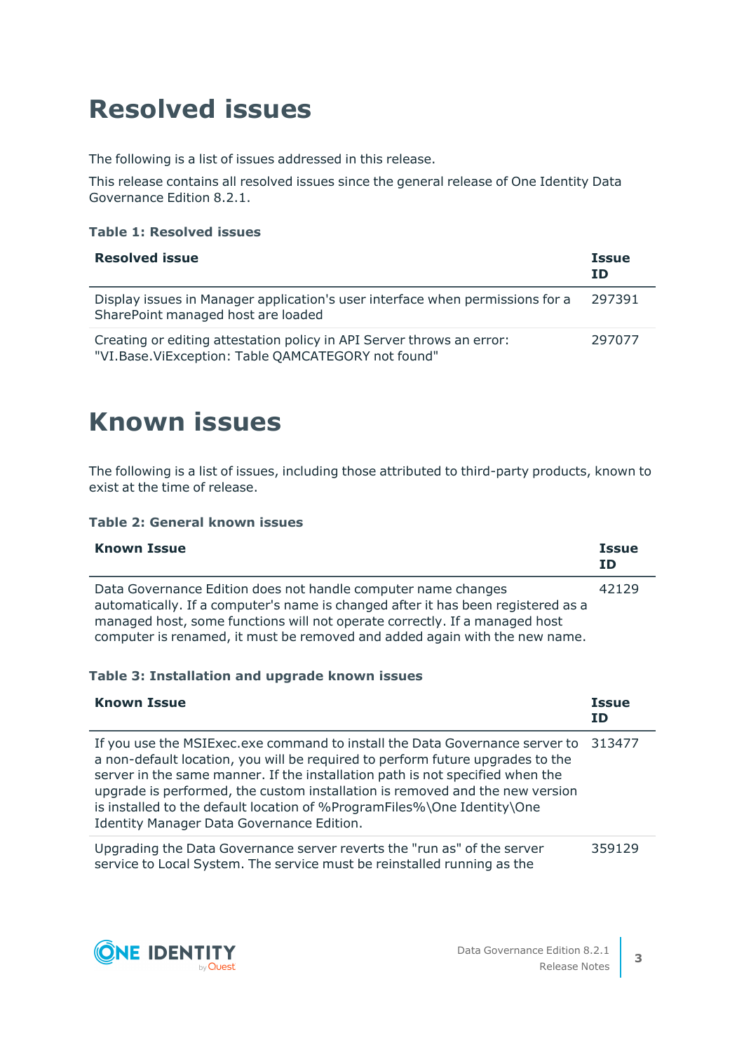# Resolved issues

The following is a list of issues addressed in this release.

This release contains all resolved issues since the general release of One Identity Data Governance Edition 8.2.1.

**Table 1: Resolved issues**

| Resolved issue | Issue ID |
|---|---|
| Display issues in Manager application's user interface when permissions for a SharePoint managed host are loaded | 297391 |
| Creating or editing attestation policy in API Server throws an error: "VI.Base.ViException: Table QAMCATEGORY not found" | 297077 |

# Known issues

The following is a list of issues, including those attributed to third-party products, known to exist at the time of release.

**Table 2: General known issues**

| Known Issue | Issue ID |
|---|---|
| Data Governance Edition does not handle computer name changes automatically. If a computer's name is changed after it has been registered as a managed host, some functions will not operate correctly. If a managed host computer is renamed, it must be removed and added again with the new name. | 42129 |

**Table 3: Installation and upgrade known issues**

| Known Issue | Issue ID |
|---|---|
| If you use the MSIExec.exe command to install the Data Governance server to a non-default location, you will be required to perform future upgrades to the server in the same manner. If the installation path is not specified when the upgrade is performed, the custom installation is removed and the new version is installed to the default location of %ProgramFiles%\One Identity\One Identity Manager Data Governance Edition. | 313477 |
| Upgrading the Data Governance server reverts the "run as" of the server service to Local System. The service must be reinstalled running as the | 359129 |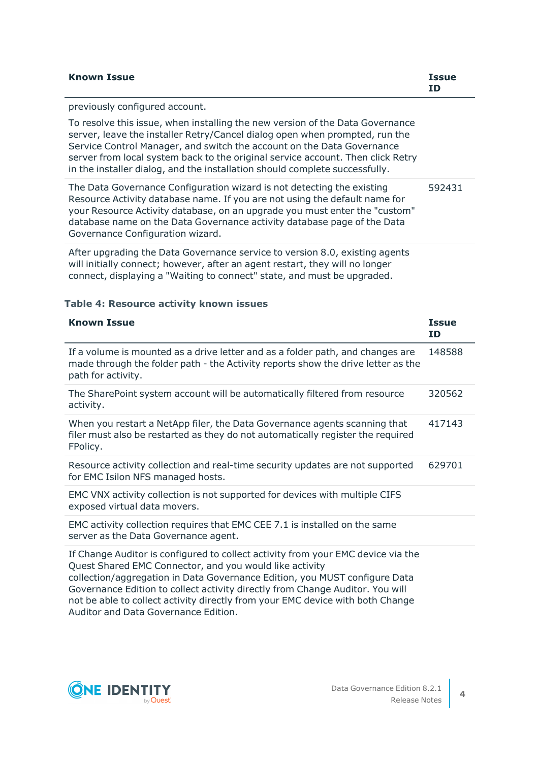| Known Issue | Issue ID |
| --- | --- |
| previously configured account.<br><br>To resolve this issue, when installing the new version of the Data Governance server, leave the installer Retry/Cancel dialog open when prompted, run the Service Control Manager, and switch the account on the Data Governance server from local system back to the original service account. Then click Retry in the installer dialog, and the installation should complete successfully. | |
| The Data Governance Configuration wizard is not detecting the existing Resource Activity database name. If you are not using the default name for your Resource Activity database, on an upgrade you must enter the "custom" database name on the Data Governance activity database page of the Data Governance Configuration wizard. | 592431 |
| After upgrading the Data Governance service to version 8.0, existing agents will initially connect; however, after an agent restart, they will no longer connect, displaying a "Waiting to connect" state, and must be upgraded. | |

**Table 4: Resource activity known issues**

| Known Issue | Issue ID |
| --- | --- |
| If a volume is mounted as a drive letter and as a folder path, and changes are made through the folder path - the Activity reports show the drive letter as the path for activity. | 148588 |
| The SharePoint system account will be automatically filtered from resource activity. | 320562 |
| When you restart a NetApp filer, the Data Governance agents scanning that filer must also be restarted as they do not automatically register the required FPolicy. | 417143 |
| Resource activity collection and real-time security updates are not supported for EMC Isilon NFS managed hosts. | 629701 |
| EMC VNX activity collection is not supported for devices with multiple CIFS exposed virtual data movers. | |
| EMC activity collection requires that EMC CEE 7.1 is installed on the same server as the Data Governance agent. | |
| If Change Auditor is configured to collect activity from your EMC device via the Quest Shared EMC Connector, and you would like activity collection/aggregation in Data Governance Edition, you MUST configure Data Governance Edition to collect activity directly from Change Auditor. You will not be able to collect activity directly from your EMC device with both Change Auditor and Data Governance Edition. | |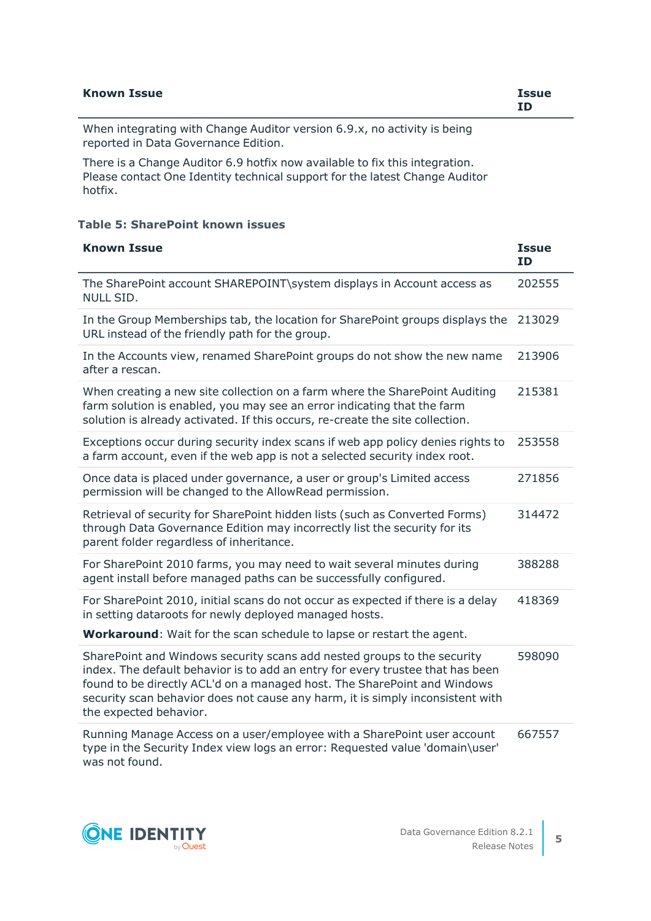| Known Issue | Issue ID |
| --- | --- |
| When integrating with Change Auditor version 6.9.x, no activity is being reported in Data Governance Edition.<br><br>There is a Change Auditor 6.9 hotfix now available to fix this integration. Please contact One Identity technical support for the latest Change Auditor hotfix. | |

**Table 5: SharePoint known issues**

| Known Issue | Issue ID |
| --- | --- |
| The SharePoint account SHAREPOINT\system displays in Account access as NULL SID. | 202555 |
| In the Group Memberships tab, the location for SharePoint groups displays the URL instead of the friendly path for the group. | 213029 |
| In the Accounts view, renamed SharePoint groups do not show the new name after a rescan. | 213906 |
| When creating a new site collection on a farm where the SharePoint Auditing farm solution is enabled, you may see an error indicating that the farm solution is already activated. If this occurs, re-create the site collection. | 215381 |
| Exceptions occur during security index scans if web app policy denies rights to a farm account, even if the web app is not a selected security index root. | 253558 |
| Once data is placed under governance, a user or group's Limited access permission will be changed to the AllowRead permission. | 271856 |
| Retrieval of security for SharePoint hidden lists (such as Converted Forms) through Data Governance Edition may incorrectly list the security for its parent folder regardless of inheritance. | 314472 |
| For SharePoint 2010 farms, you may need to wait several minutes during agent install before managed paths can be successfully configured. | 388288 |
| For SharePoint 2010, initial scans do not occur as expected if there is a delay in setting dataroots for newly deployed managed hosts.<br><br>**Workaround**: Wait for the scan schedule to lapse or restart the agent. | 418369 |
| SharePoint and Windows security scans add nested groups to the security index. The default behavior is to add an entry for every trustee that has been found to be directly ACL'd on a managed host. The SharePoint and Windows security scan behavior does not cause any harm, it is simply inconsistent with the expected behavior. | 598090 |
| Running Manage Access on a user/employee with a SharePoint user account type in the Security Index view logs an error: Requested value 'domain\user' was not found. | 667557 |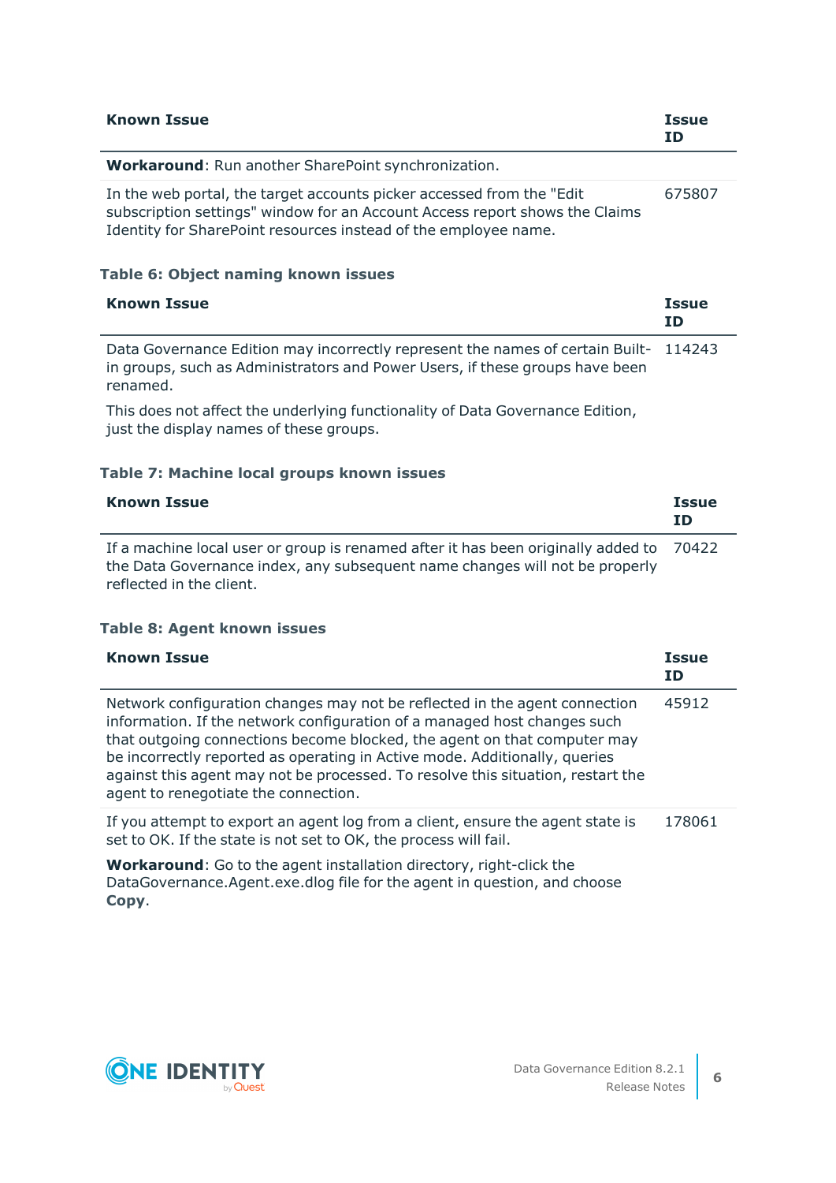| Known Issue | Issue ID |
|---|---|
| **Workaround**: Run another SharePoint synchronization. | |
| In the web portal, the target accounts picker accessed from the "Edit subscription settings" window for an Account Access report shows the Claims Identity for SharePoint resources instead of the employee name. | 675807 |

**Table 6: Object naming known issues**

| Known Issue | Issue ID |
|---|---|
| Data Governance Edition may incorrectly represent the names of certain Built-in groups, such as Administrators and Power Users, if these groups have been renamed.<br><br>This does not affect the underlying functionality of Data Governance Edition, just the display names of these groups. | 114243 |

**Table 7: Machine local groups known issues**

| Known Issue | Issue ID |
|---|---|
| If a machine local user or group is renamed after it has been originally added to the Data Governance index, any subsequent name changes will not be properly reflected in the client. | 70422 |

**Table 8: Agent known issues**

| Known Issue | Issue ID |
|---|---|
| Network configuration changes may not be reflected in the agent connection information. If the network configuration of a managed host changes such that outgoing connections become blocked, the agent on that computer may be incorrectly reported as operating in Active mode. Additionally, queries against this agent may not be processed. To resolve this situation, restart the agent to renegotiate the connection. | 45912 |
| If you attempt to export an agent log from a client, ensure the agent state is set to OK. If the state is not set to OK, the process will fail.<br><br>**Workaround**: Go to the agent installation directory, right-click the DataGovernance.Agent.exe.dlog file for the agent in question, and choose **Copy**. | 178061 |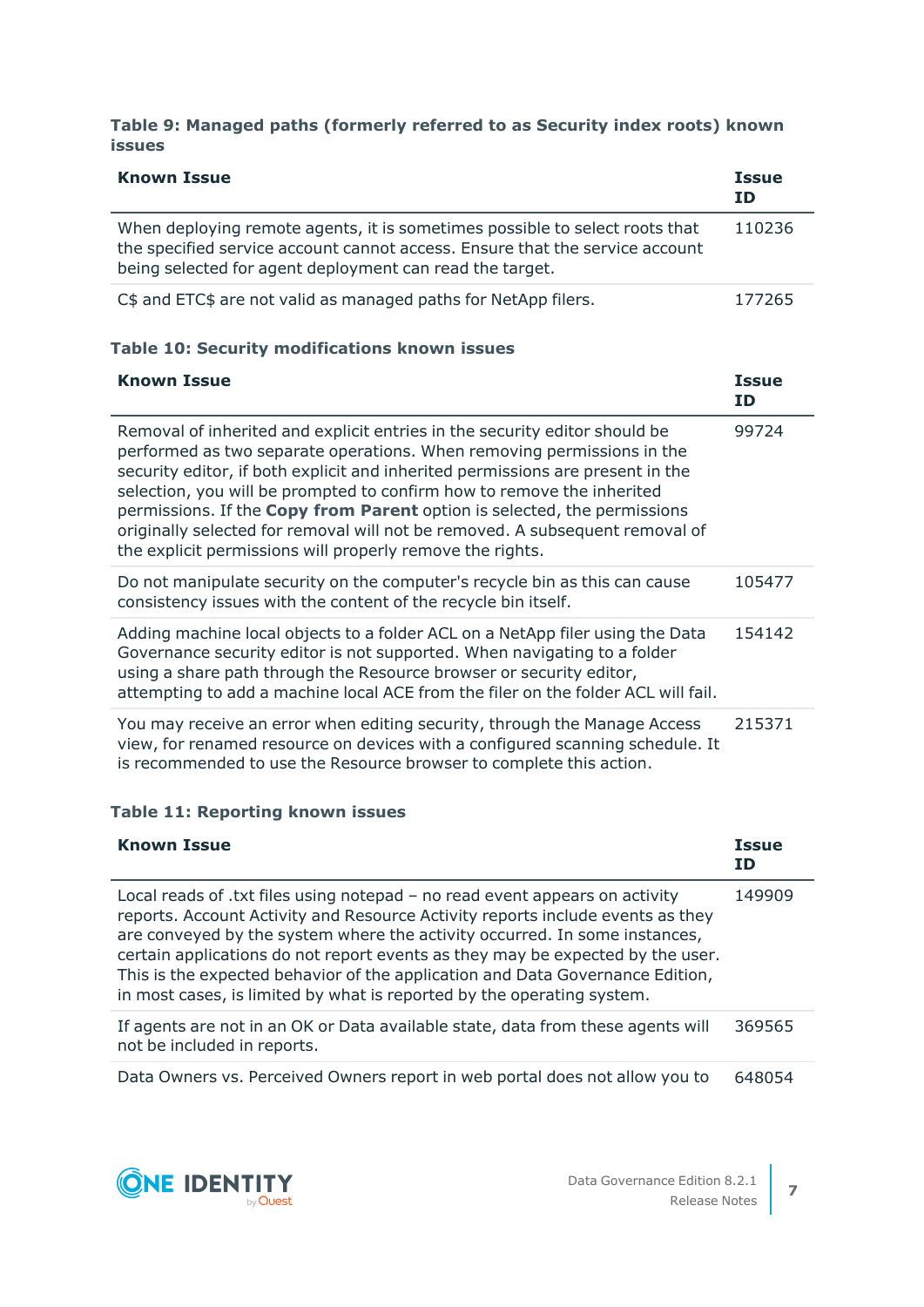**Table 9: Managed paths (formerly referred to as Security index roots) known issues**

| Known Issue | Issue ID |
|---|---|
| When deploying remote agents, it is sometimes possible to select roots that the specified service account cannot access. Ensure that the service account being selected for agent deployment can read the target. | 110236 |
| C$ and ETC$ are not valid as managed paths for NetApp filers. | 177265 |

**Table 10: Security modifications known issues**

| Known Issue | Issue ID |
|---|---|
| Removal of inherited and explicit entries in the security editor should be performed as two separate operations. When removing permissions in the security editor, if both explicit and inherited permissions are present in the selection, you will be prompted to confirm how to remove the inherited permissions. If the **Copy from Parent** option is selected, the permissions originally selected for removal will not be removed. A subsequent removal of the explicit permissions will properly remove the rights. | 99724 |
| Do not manipulate security on the computer's recycle bin as this can cause consistency issues with the content of the recycle bin itself. | 105477 |
| Adding machine local objects to a folder ACL on a NetApp filer using the Data Governance security editor is not supported. When navigating to a folder using a share path through the Resource browser or security editor, attempting to add a machine local ACE from the filer on the folder ACL will fail. | 154142 |
| You may receive an error when editing security, through the Manage Access view, for renamed resource on devices with a configured scanning schedule. It is recommended to use the Resource browser to complete this action. | 215371 |

**Table 11: Reporting known issues**

| Known Issue | Issue ID |
|---|---|
| Local reads of .txt files using notepad – no read event appears on activity reports. Account Activity and Resource Activity reports include events as they are conveyed by the system where the activity occurred. In some instances, certain applications do not report events as they may be expected by the user. This is the expected behavior of the application and Data Governance Edition, in most cases, is limited by what is reported by the operating system. | 149909 |
| If agents are not in an OK or Data available state, data from these agents will not be included in reports. | 369565 |
| Data Owners vs. Perceived Owners report in web portal does not allow you to | 648054 |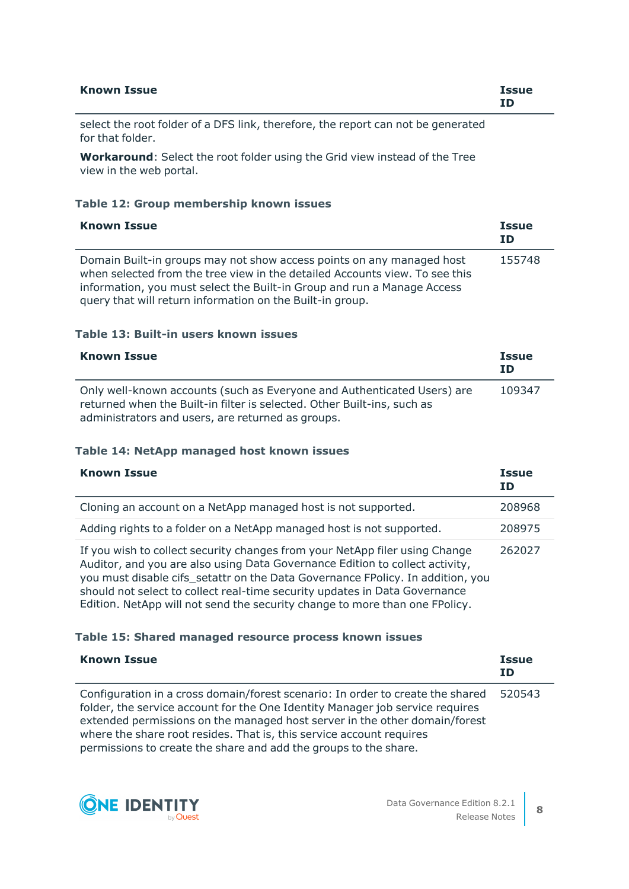| Known Issue | Issue ID |
|---|---|
| select the root folder of a DFS link, therefore, the report can not be generated for that folder.<br><br>**Workaround**: Select the root folder using the Grid view instead of the Tree view in the web portal. | |

**Table 12: Group membership known issues**

| Known Issue | Issue ID |
|---|---|
| Domain Built-in groups may not show access points on any managed host when selected from the tree view in the detailed Accounts view. To see this information, you must select the Built-in Group and run a Manage Access query that will return information on the Built-in group. | 155748 |

**Table 13: Built-in users known issues**

| Known Issue | Issue ID |
|---|---|
| Only well-known accounts (such as Everyone and Authenticated Users) are returned when the Built-in filter is selected. Other Built-ins, such as administrators and users, are returned as groups. | 109347 |

**Table 14: NetApp managed host known issues**

| Known Issue | Issue ID |
|---|---|
| Cloning an account on a NetApp managed host is not supported. | 208968 |
| Adding rights to a folder on a NetApp managed host is not supported. | 208975 |
| If you wish to collect security changes from your NetApp filer using Change Auditor, and you are also using Data Governance Edition to collect activity, you must disable cifs_setattr on the Data Governance FPolicy. In addition, you should not select to collect real-time security updates in Data Governance Edition. NetApp will not send the security change to more than one FPolicy. | 262027 |

**Table 15: Shared managed resource process known issues**

| Known Issue | Issue ID |
|---|---|
| Configuration in a cross domain/forest scenario: In order to create the shared folder, the service account for the One Identity Manager job service requires extended permissions on the managed host server in the other domain/forest where the share root resides. That is, this service account requires permissions to create the share and add the groups to the share. | 520543 |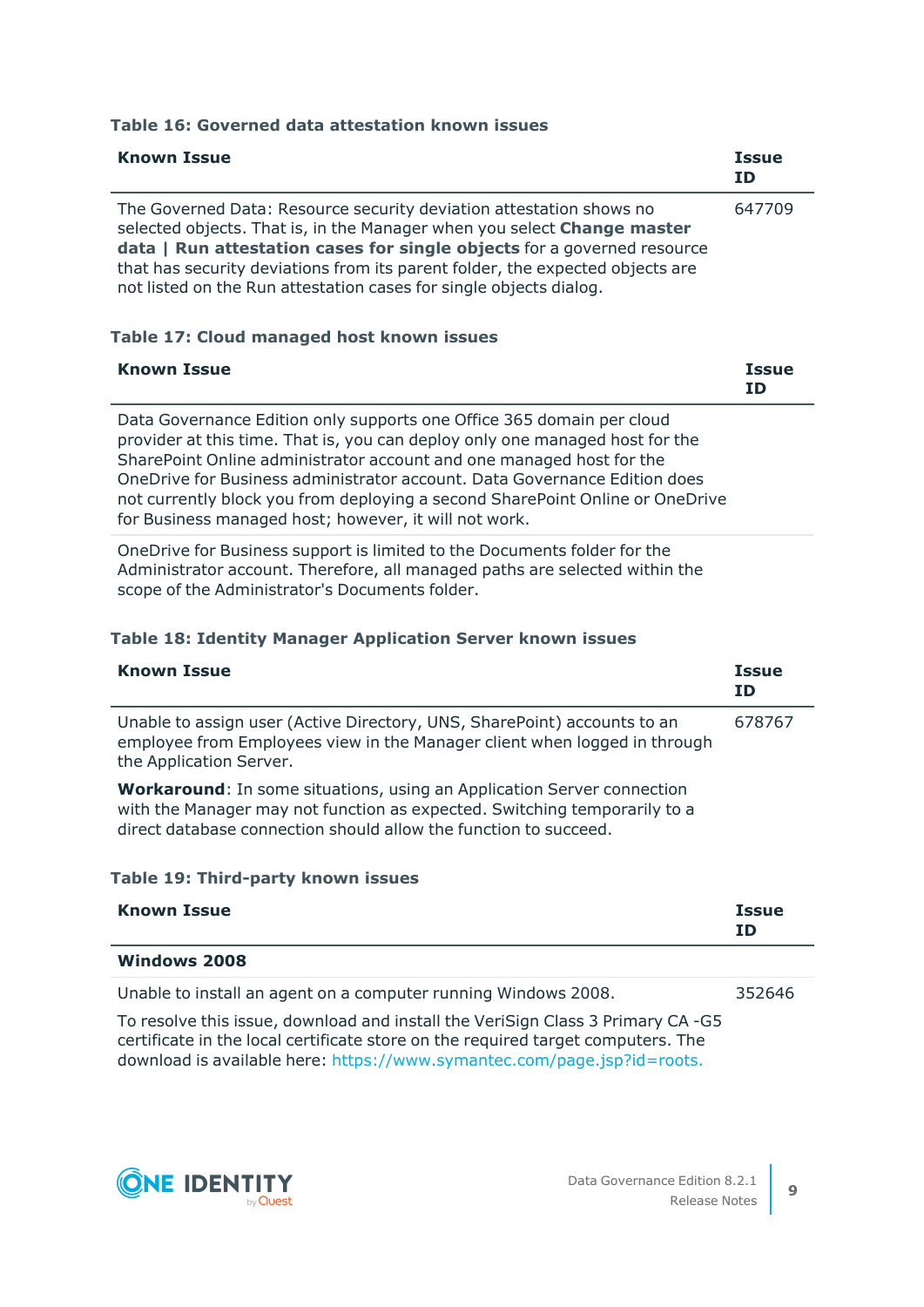**Table 16: Governed data attestation known issues**

| Known Issue | Issue ID |
|---|---|
| The Governed Data: Resource security deviation attestation shows no selected objects. That is, in the Manager when you select **Change master data \| Run attestation cases for single objects** for a governed resource that has security deviations from its parent folder, the expected objects are not listed on the Run attestation cases for single objects dialog. | 647709 |

**Table 17: Cloud managed host known issues**

| Known Issue | Issue ID |
|---|---|
| Data Governance Edition only supports one Office 365 domain per cloud provider at this time. That is, you can deploy only one managed host for the SharePoint Online administrator account and one managed host for the OneDrive for Business administrator account. Data Governance Edition does not currently block you from deploying a second SharePoint Online or OneDrive for Business managed host; however, it will not work. | |
| OneDrive for Business support is limited to the Documents folder for the Administrator account. Therefore, all managed paths are selected within the scope of the Administrator's Documents folder. | |

**Table 18: Identity Manager Application Server known issues**

| Known Issue | Issue ID |
|---|---|
| Unable to assign user (Active Directory, UNS, SharePoint) accounts to an employee from Employees view in the Manager client when logged in through the Application Server.<br><br>**Workaround**: In some situations, using an Application Server connection with the Manager may not function as expected. Switching temporarily to a direct database connection should allow the function to succeed. | 678767 |

**Table 19: Third-party known issues**

| Known Issue | Issue ID |
|---|---|
| **Windows 2008** | |
| Unable to install an agent on a computer running Windows 2008.<br><br>To resolve this issue, download and install the VeriSign Class 3 Primary CA -G5 certificate in the local certificate store on the required target computers. The download is available here: https://www.symantec.com/page.jsp?id=roots. | 352646 |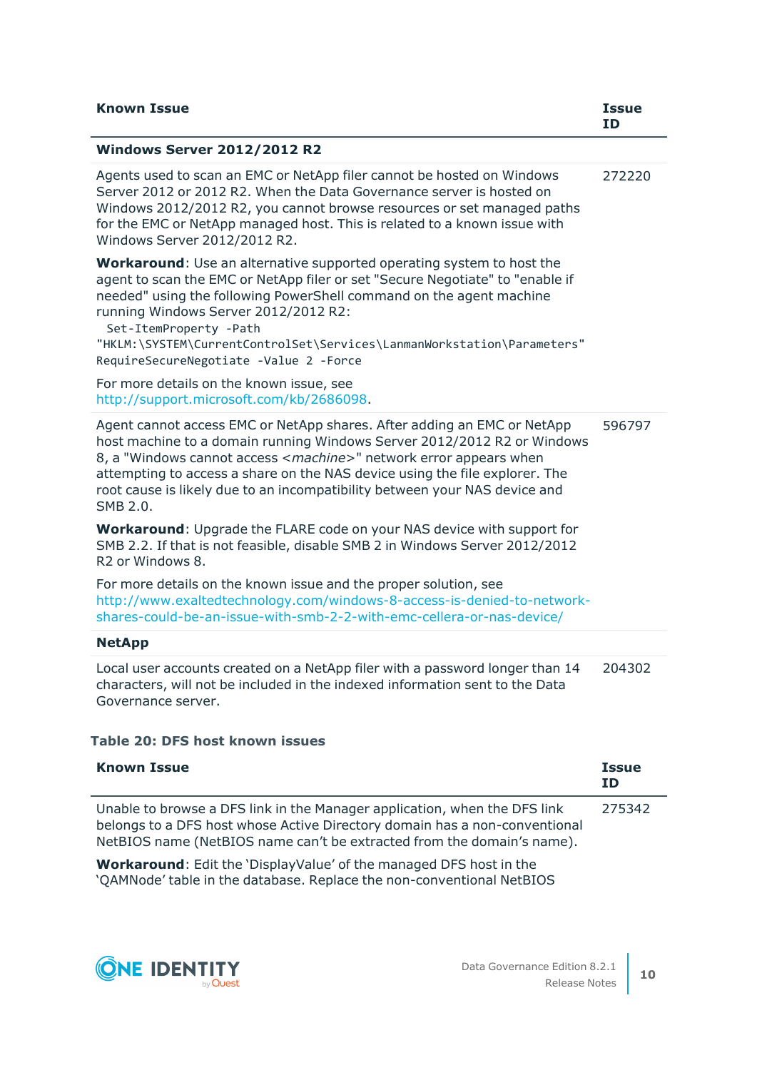| Known Issue | Issue ID |
|---|---|
| **Windows Server 2012/2012 R2** | |
| Agents used to scan an EMC or NetApp filer cannot be hosted on Windows Server 2012 or 2012 R2. When the Data Governance server is hosted on Windows 2012/2012 R2, you cannot browse resources or set managed paths for the EMC or NetApp managed host. This is related to a known issue with Windows Server 2012/2012 R2.<br><br>**Workaround**: Use an alternative supported operating system to host the agent to scan the EMC or NetApp filer or set "Secure Negotiate" to "enable if needed" using the following PowerShell command on the agent machine running Windows Server 2012/2012 R2:<br>`Set-ItemProperty -Path "HKLM:\SYSTEM\CurrentControlSet\Services\LanmanWorkstation\Parameters" RequireSecureNegotiate -Value 2 -Force`<br><br>For more details on the known issue, see http://support.microsoft.com/kb/2686098. | 272220 |
| Agent cannot access EMC or NetApp shares. After adding an EMC or NetApp host machine to a domain running Windows Server 2012/2012 R2 or Windows 8, a "Windows cannot access <*machine*>" network error appears when attempting to access a share on the NAS device using the file explorer. The root cause is likely due to an incompatibility between your NAS device and SMB 2.0.<br><br>**Workaround**: Upgrade the FLARE code on your NAS device with support for SMB 2.2. If that is not feasible, disable SMB 2 in Windows Server 2012/2012 R2 or Windows 8.<br><br>For more details on the known issue and the proper solution, see http://www.exaltedtechnology.com/windows-8-access-is-denied-to-network-shares-could-be-an-issue-with-smb-2-2-with-emc-cellera-or-nas-device/ | 596797 |
| **NetApp** | |
| Local user accounts created on a NetApp filer with a password longer than 14 characters, will not be included in the indexed information sent to the Data Governance server. | 204302 |

**Table 20: DFS host known issues**

| Known Issue | Issue ID |
|---|---|
| Unable to browse a DFS link in the Manager application, when the DFS link belongs to a DFS host whose Active Directory domain has a non-conventional NetBIOS name (NetBIOS name can't be extracted from the domain's name).<br><br>**Workaround**: Edit the 'DisplayValue' of the managed DFS host in the 'QAMNode' table in the database. Replace the non-conventional NetBIOS | 275342 |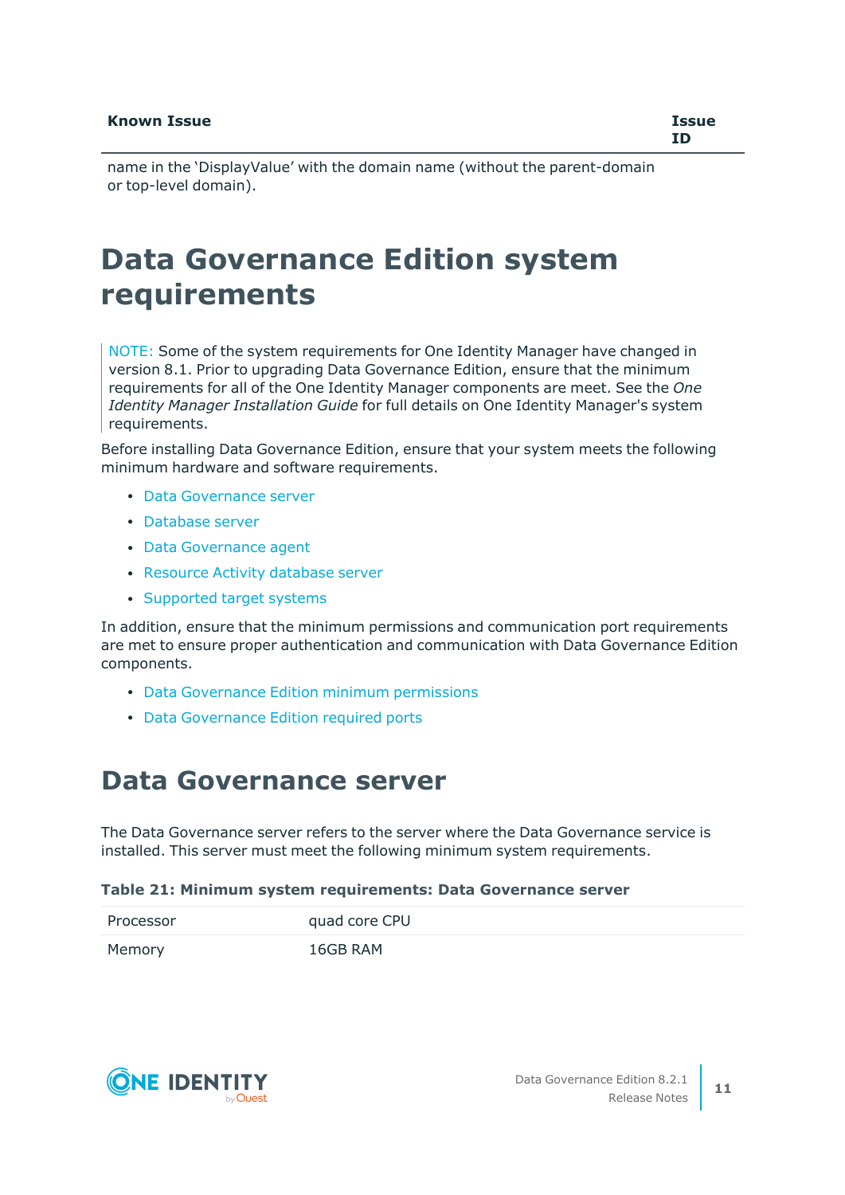| Known Issue | Issue ID |
| --- | --- |
| name in the ‘DisplayValue’ with the domain name (without the parent-domain or top-level domain). | |

# Data Governance Edition system requirements

NOTE: Some of the system requirements for One Identity Manager have changed in version 8.1. Prior to upgrading Data Governance Edition, ensure that the minimum requirements for all of the One Identity Manager components are meet. See the *One Identity Manager Installation Guide* for full details on One Identity Manager's system requirements.

Before installing Data Governance Edition, ensure that your system meets the following minimum hardware and software requirements.

- Data Governance server
- Database server
- Data Governance agent
- Resource Activity database server
- Supported target systems

In addition, ensure that the minimum permissions and communication port requirements are met to ensure proper authentication and communication with Data Governance Edition components.

- Data Governance Edition minimum permissions
- Data Governance Edition required ports

## Data Governance server

The Data Governance server refers to the server where the Data Governance service is installed. This server must meet the following minimum system requirements.

**Table 21: Minimum system requirements: Data Governance server**

| | |
| --- | --- |
| Processor | quad core CPU |
| Memory | 16GB RAM |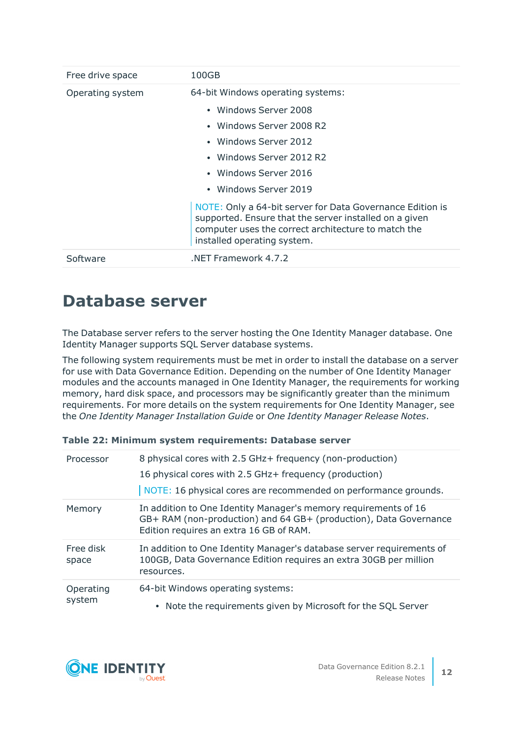| | |
|---|---|
| Free drive space | 100GB |
| Operating system | 64-bit Windows operating systems:<br>• Windows Server 2008<br>• Windows Server 2008 R2<br>• Windows Server 2012<br>• Windows Server 2012 R2<br>• Windows Server 2016<br>• Windows Server 2019<br>NOTE: Only a 64-bit server for Data Governance Edition is supported. Ensure that the server installed on a given computer uses the correct architecture to match the installed operating system. |
| Software | .NET Framework 4.7.2 |

# Database server

The Database server refers to the server hosting the One Identity Manager database. One Identity Manager supports SQL Server database systems.

The following system requirements must be met in order to install the database on a server for use with Data Governance Edition. Depending on the number of One Identity Manager modules and the accounts managed in One Identity Manager, the requirements for working memory, hard disk space, and processors may be significantly greater than the minimum requirements. For more details on the system requirements for One Identity Manager, see the *One Identity Manager Installation Guide* or *One Identity Manager Release Notes*.

**Table 22: Minimum system requirements: Database server**

| | |
|---|---|
| Processor | 8 physical cores with 2.5 GHz+ frequency (non-production)<br>16 physical cores with 2.5 GHz+ frequency (production)<br>NOTE: 16 physical cores are recommended on performance grounds. |
| Memory | In addition to One Identity Manager's memory requirements of 16 GB+ RAM (non-production) and 64 GB+ (production), Data Governance Edition requires an extra 16 GB of RAM. |
| Free disk space | In addition to One Identity Manager's database server requirements of 100GB, Data Governance Edition requires an extra 30GB per million resources. |
| Operating system | 64-bit Windows operating systems:<br>• Note the requirements given by Microsoft for the SQL Server |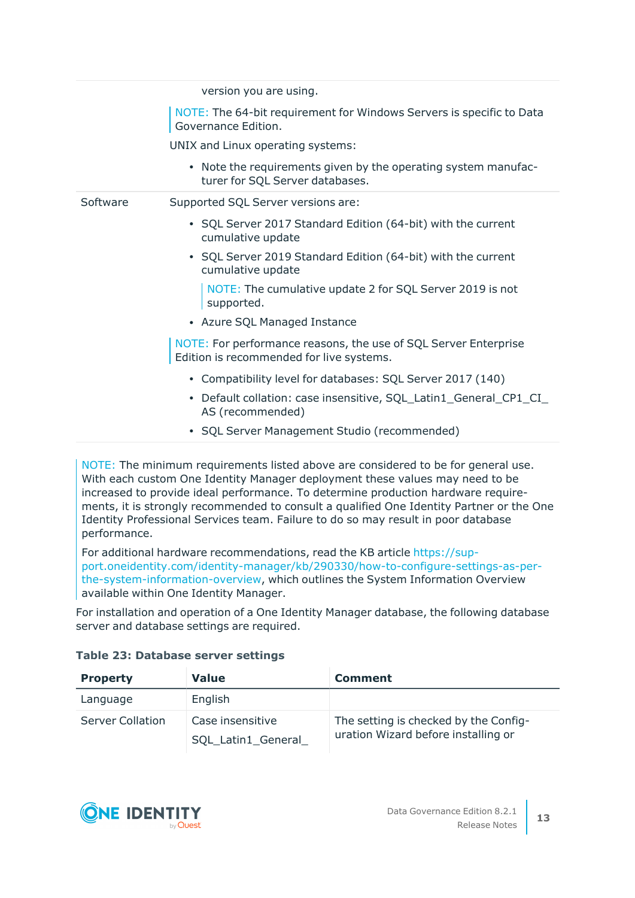| | version you are using. |
|---|---|
| | NOTE: The 64-bit requirement for Windows Servers is specific to Data Governance Edition.<br><br>UNIX and Linux operating systems:<br><br>• Note the requirements given by the operating system manufacturer for SQL Server databases. |
| Software | Supported SQL Server versions are:<br><br>• SQL Server 2017 Standard Edition (64-bit) with the current cumulative update<br>• SQL Server 2019 Standard Edition (64-bit) with the current cumulative update<br>NOTE: The cumulative update 2 for SQL Server 2019 is not supported.<br>• Azure SQL Managed Instance<br><br>NOTE: For performance reasons, the use of SQL Server Enterprise Edition is recommended for live systems.<br><br>• Compatibility level for databases: SQL Server 2017 (140)<br>• Default collation: case insensitive, SQL_Latin1_General_CP1_CI_AS (recommended)<br>• SQL Server Management Studio (recommended) |

NOTE: The minimum requirements listed above are considered to be for general use. With each custom One Identity Manager deployment these values may need to be increased to provide ideal performance. To determine production hardware requirements, it is strongly recommended to consult a qualified One Identity Partner or the One Identity Professional Services team. Failure to do so may result in poor database performance.

For additional hardware recommendations, read the KB article https://support.oneidentity.com/identity-manager/kb/290330/how-to-configure-settings-as-per-the-system-information-overview, which outlines the System Information Overview available within One Identity Manager.

For installation and operation of a One Identity Manager database, the following database server and database settings are required.

**Table 23: Database server settings**

| Property | Value | Comment |
|---|---|---|
| Language | English | |
| Server Collation | Case insensitive<br><br>SQL_Latin1_General_ | The setting is checked by the Configuration Wizard before installing or |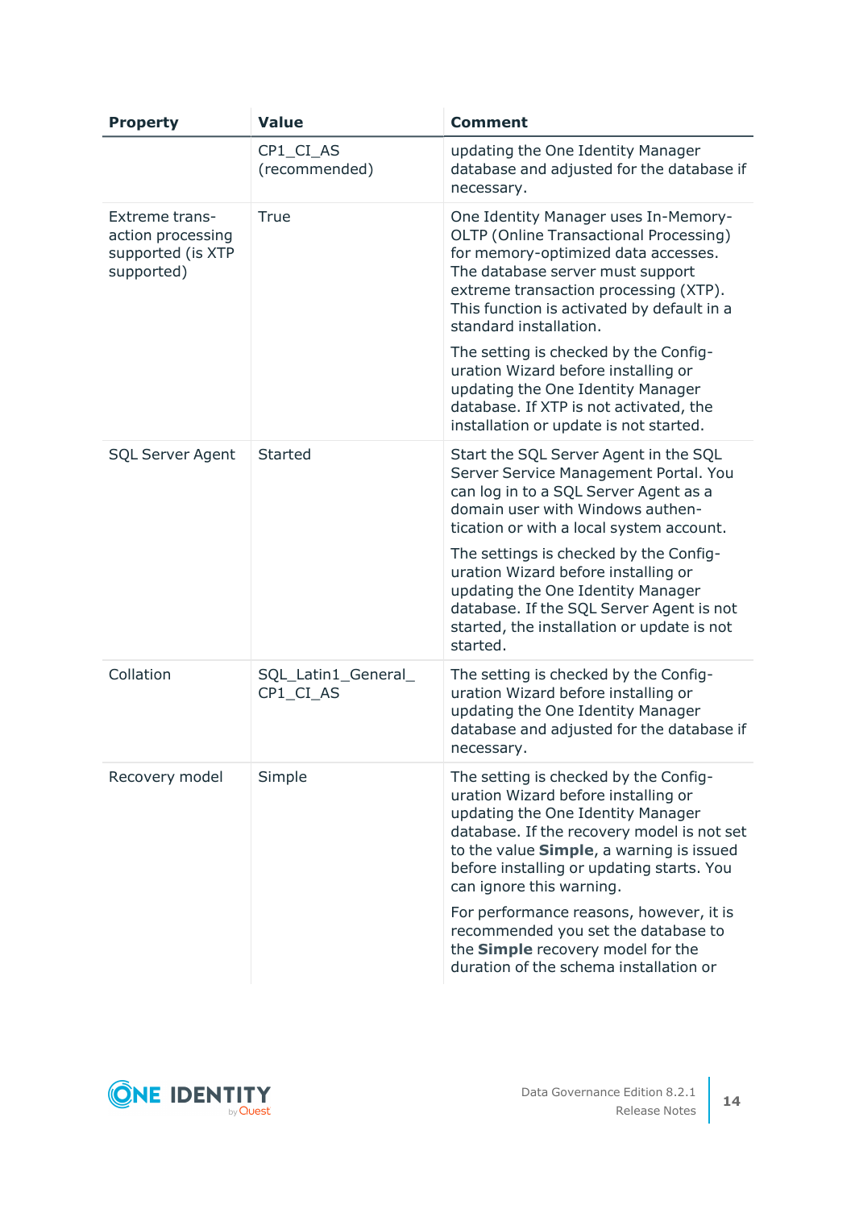| Property | Value | Comment |
|---|---|---|
| | CP1_CI_AS (recommended) | updating the One Identity Manager database and adjusted for the database if necessary. |
| Extreme transaction processing supported (is XTP supported) | True | One Identity Manager uses In-Memory-OLTP (Online Transactional Processing) for memory-optimized data accesses. The database server must support extreme transaction processing (XTP). This function is activated by default in a standard installation.<br><br>The setting is checked by the Configuration Wizard before installing or updating the One Identity Manager database. If XTP is not activated, the installation or update is not started. |
| SQL Server Agent | Started | Start the SQL Server Agent in the SQL Server Service Management Portal. You can log in to a SQL Server Agent as a domain user with Windows authentication or with a local system account.<br><br>The settings is checked by the Configuration Wizard before installing or updating the One Identity Manager database. If the SQL Server Agent is not started, the installation or update is not started. |
| Collation | SQL_Latin1_General_CP1_CI_AS | The setting is checked by the Configuration Wizard before installing or updating the One Identity Manager database and adjusted for the database if necessary. |
| Recovery model | Simple | The setting is checked by the Configuration Wizard before installing or updating the One Identity Manager database. If the recovery model is not set to the value **Simple**, a warning is issued before installing or updating starts. You can ignore this warning.<br><br>For performance reasons, however, it is recommended you set the database to the **Simple** recovery model for the duration of the schema installation or |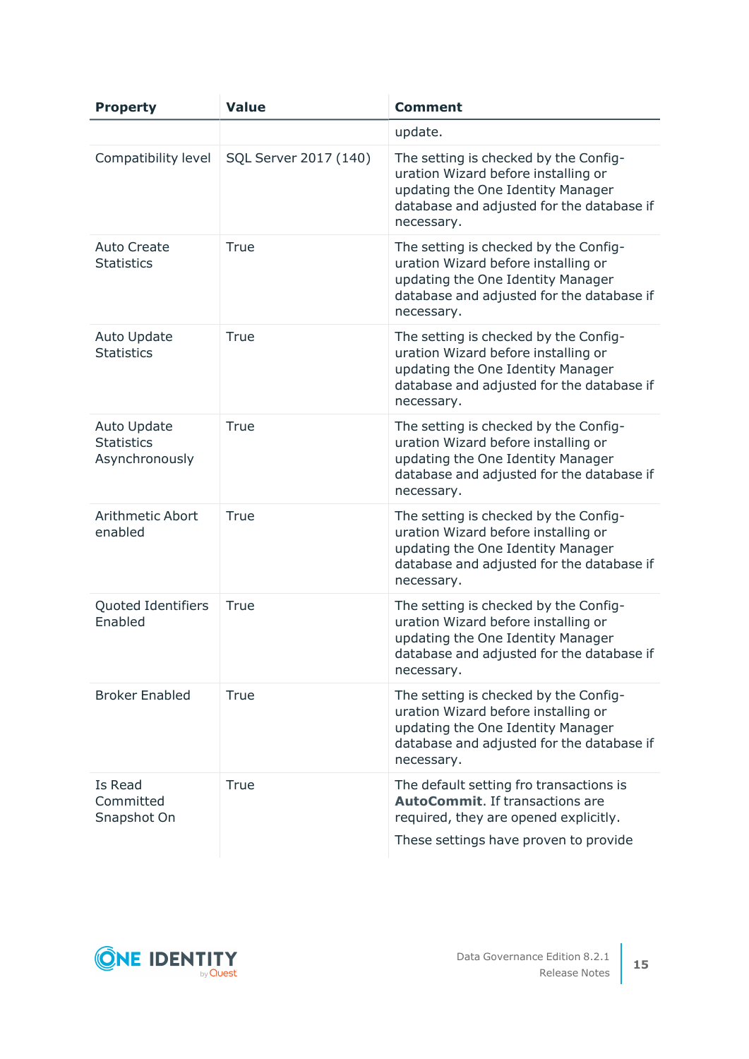| Property | Value | Comment |
|---|---|---|
| | | update. |
| Compatibility level | SQL Server 2017 (140) | The setting is checked by the Configuration Wizard before installing or updating the One Identity Manager database and adjusted for the database if necessary. |
| Auto Create Statistics | True | The setting is checked by the Configuration Wizard before installing or updating the One Identity Manager database and adjusted for the database if necessary. |
| Auto Update Statistics | True | The setting is checked by the Configuration Wizard before installing or updating the One Identity Manager database and adjusted for the database if necessary. |
| Auto Update Statistics Asynchronously | True | The setting is checked by the Configuration Wizard before installing or updating the One Identity Manager database and adjusted for the database if necessary. |
| Arithmetic Abort enabled | True | The setting is checked by the Configuration Wizard before installing or updating the One Identity Manager database and adjusted for the database if necessary. |
| Quoted Identifiers Enabled | True | The setting is checked by the Configuration Wizard before installing or updating the One Identity Manager database and adjusted for the database if necessary. |
| Broker Enabled | True | The setting is checked by the Configuration Wizard before installing or updating the One Identity Manager database and adjusted for the database if necessary. |
| Is Read Committed Snapshot On | True | The default setting fro transactions is **AutoCommit**. If transactions are required, they are opened explicitly. These settings have proven to provide |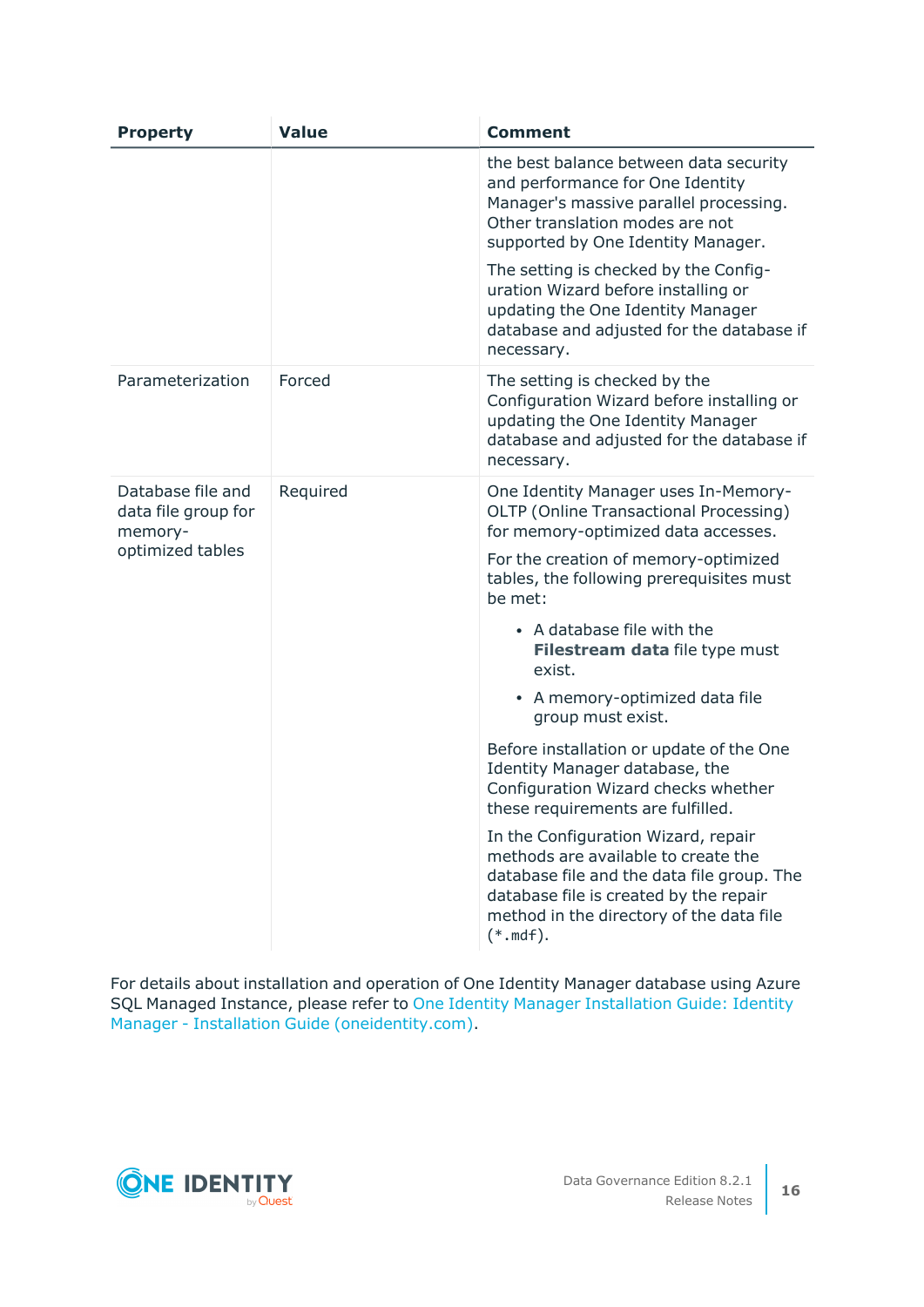| Property | Value | Comment |
| --- | --- | --- |
| | | the best balance between data security and performance for One Identity Manager's massive parallel processing. Other translation modes are not supported by One Identity Manager.<br><br>The setting is checked by the Configuration Wizard before installing or updating the One Identity Manager database and adjusted for the database if necessary. |
| Parameterization | Forced | The setting is checked by the Configuration Wizard before installing or updating the One Identity Manager database and adjusted for the database if necessary. |
| Database file and data file group for memory-optimized tables | Required | One Identity Manager uses In-Memory-OLTP (Online Transactional Processing) for memory-optimized data accesses.<br><br>For the creation of memory-optimized tables, the following prerequisites must be met:<br><br>• A database file with the **Filestream data** file type must exist.<br>• A memory-optimized data file group must exist.<br><br>Before installation or update of the One Identity Manager database, the Configuration Wizard checks whether these requirements are fulfilled.<br><br>In the Configuration Wizard, repair methods are available to create the database file and the data file group. The database file is created by the repair method in the directory of the data file (`*.mdf`). |

For details about installation and operation of One Identity Manager database using Azure SQL Managed Instance, please refer to One Identity Manager Installation Guide: Identity Manager - Installation Guide (oneidentity.com).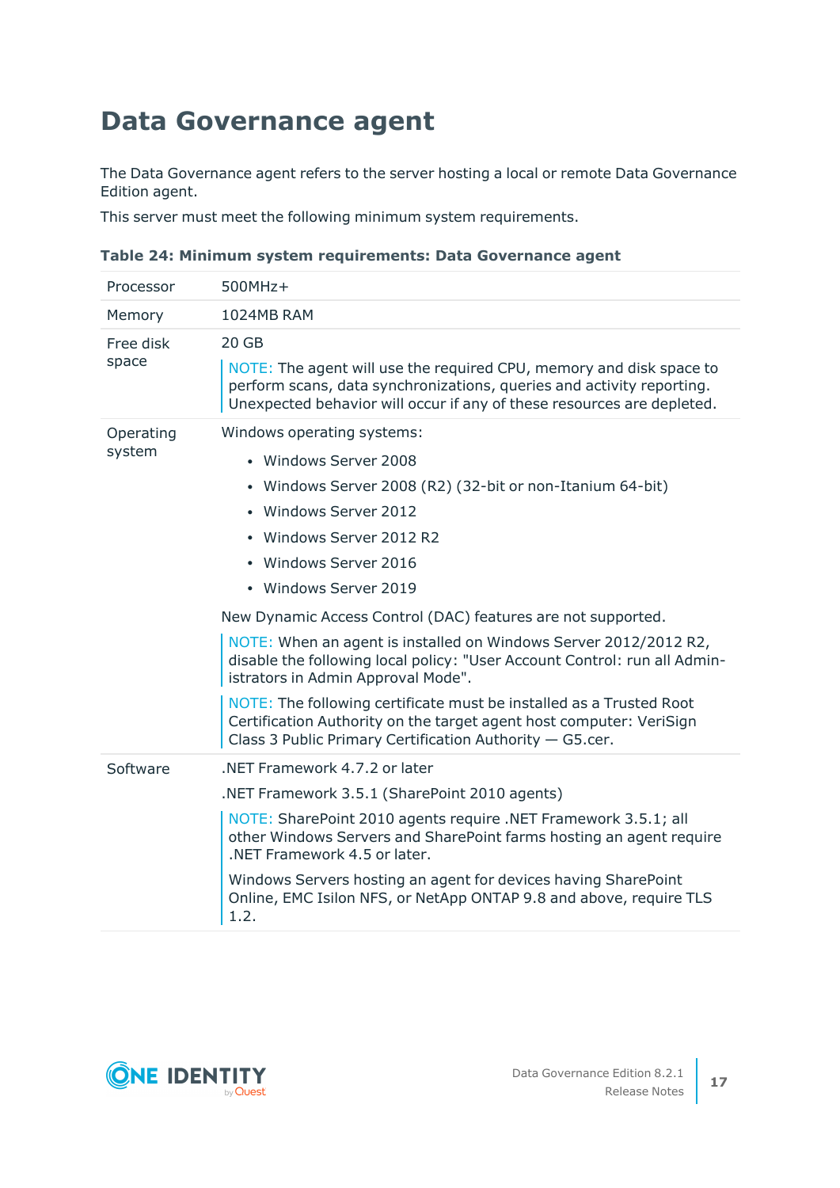# Data Governance agent

The Data Governance agent refers to the server hosting a local or remote Data Governance Edition agent.

This server must meet the following minimum system requirements.

**Table 24: Minimum system requirements: Data Governance agent**

| | |
|---|---|
| Processor | 500MHz+ |
| Memory | 1024MB RAM |
| Free disk space | 20 GB<br><br>NOTE: The agent will use the required CPU, memory and disk space to perform scans, data synchronizations, queries and activity reporting. Unexpected behavior will occur if any of these resources are depleted. |
| Operating system | Windows operating systems:<br>• Windows Server 2008<br>• Windows Server 2008 (R2) (32-bit or non-Itanium 64-bit)<br>• Windows Server 2012<br>• Windows Server 2012 R2<br>• Windows Server 2016<br>• Windows Server 2019<br><br>New Dynamic Access Control (DAC) features are not supported.<br><br>NOTE: When an agent is installed on Windows Server 2012/2012 R2, disable the following local policy: "User Account Control: run all Administrators in Admin Approval Mode".<br><br>NOTE: The following certificate must be installed as a Trusted Root Certification Authority on the target agent host computer: VeriSign Class 3 Public Primary Certification Authority — G5.cer. |
| Software | .NET Framework 4.7.2 or later<br><br>.NET Framework 3.5.1 (SharePoint 2010 agents)<br><br>NOTE: SharePoint 2010 agents require .NET Framework 3.5.1; all other Windows Servers and SharePoint farms hosting an agent require .NET Framework 4.5 or later.<br><br>Windows Servers hosting an agent for devices having SharePoint Online, EMC Isilon NFS, or NetApp ONTAP 9.8 and above, require TLS 1.2. |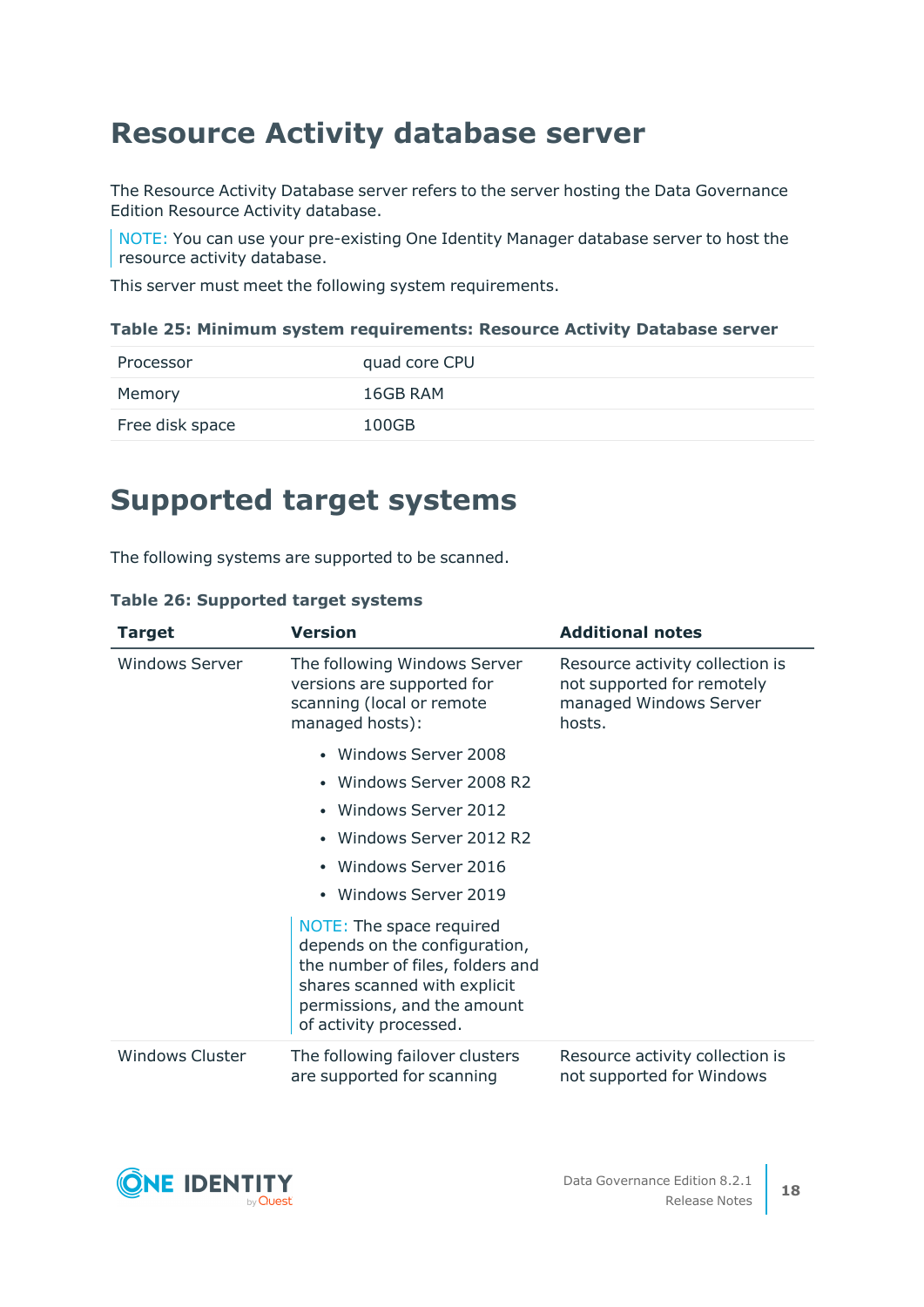# Resource Activity database server

The Resource Activity Database server refers to the server hosting the Data Governance Edition Resource Activity database.

NOTE: You can use your pre-existing One Identity Manager database server to host the resource activity database.

This server must meet the following system requirements.

**Table 25: Minimum system requirements: Resource Activity Database server**

| | |
|---|---|
| Processor | quad core CPU |
| Memory | 16GB RAM |
| Free disk space | 100GB |

# Supported target systems

The following systems are supported to be scanned.

**Table 26: Supported target systems**

| Target | Version | Additional notes |
|---|---|---|
| Windows Server | The following Windows Server versions are supported for scanning (local or remote managed hosts):<br>• Windows Server 2008<br>• Windows Server 2008 R2<br>• Windows Server 2012<br>• Windows Server 2012 R2<br>• Windows Server 2016<br>• Windows Server 2019<br>NOTE: The space required depends on the configuration, the number of files, folders and shares scanned with explicit permissions, and the amount of activity processed. | Resource activity collection is not supported for remotely managed Windows Server hosts. |
| Windows Cluster | The following failover clusters are supported for scanning | Resource activity collection is not supported for Windows |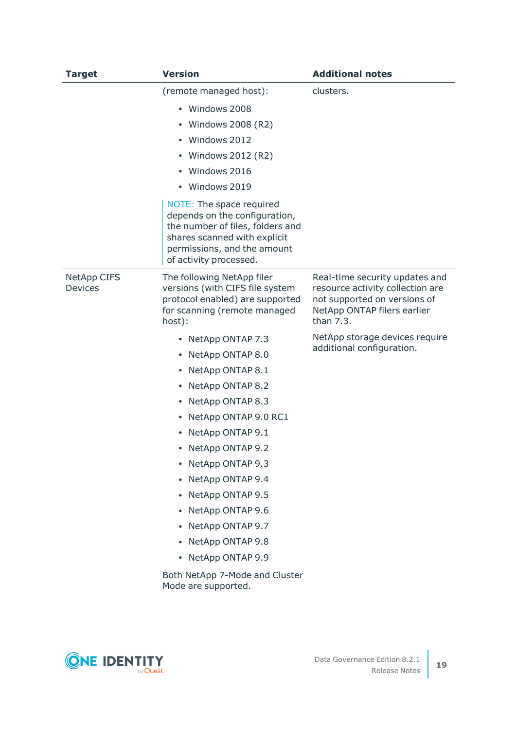| Target | Version | Additional notes |
|---|---|---|
| | (remote managed host):<br><br>• Windows 2008<br>• Windows 2008 (R2)<br>• Windows 2012<br>• Windows 2012 (R2)<br>• Windows 2016<br>• Windows 2019<br><br>NOTE: The space required depends on the configuration, the number of files, folders and shares scanned with explicit permissions, and the amount of activity processed. | clusters. |
| NetApp CIFS Devices | The following NetApp filer versions (with CIFS file system protocol enabled) are supported for scanning (remote managed host):<br><br>• NetApp ONTAP 7.3<br>• NetApp ONTAP 8.0<br>• NetApp ONTAP 8.1<br>• NetApp ONTAP 8.2<br>• NetApp ONTAP 8.3<br>• NetApp ONTAP 9.0 RC1<br>• NetApp ONTAP 9.1<br>• NetApp ONTAP 9.2<br>• NetApp ONTAP 9.3<br>• NetApp ONTAP 9.4<br>• NetApp ONTAP 9.5<br>• NetApp ONTAP 9.6<br>• NetApp ONTAP 9.7<br>• NetApp ONTAP 9.8<br>• NetApp ONTAP 9.9<br><br>Both NetApp 7-Mode and Cluster Mode are supported. | Real-time security updates and resource activity collection are not supported on versions of NetApp ONTAP filers earlier than 7.3.<br><br>NetApp storage devices require additional configuration. |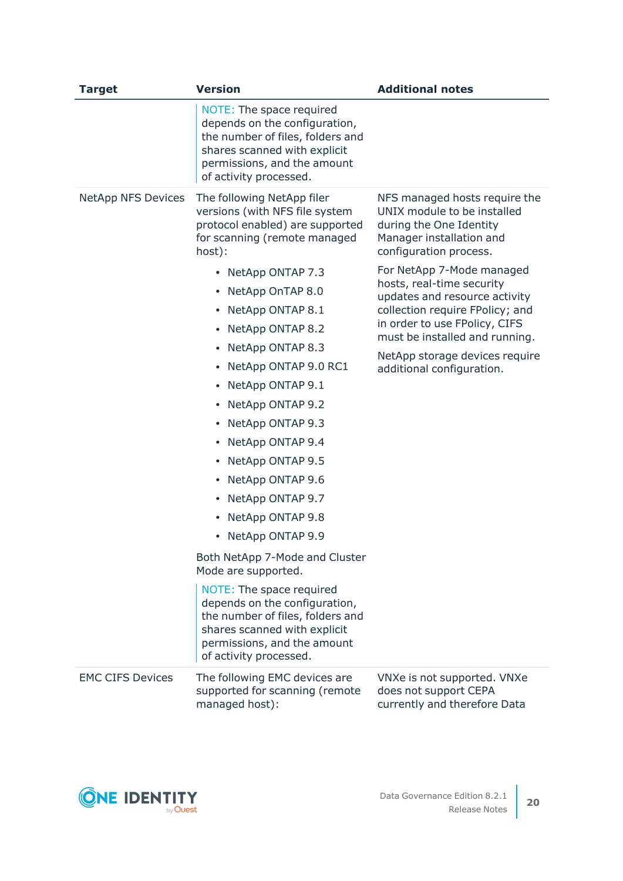| Target | Version | Additional notes |
|---|---|---|
| | NOTE: The space required depends on the configuration, the number of files, folders and shares scanned with explicit permissions, and the amount of activity processed. | |
| NetApp NFS Devices | The following NetApp filer versions (with NFS file system protocol enabled) are supported for scanning (remote managed host):<br><br>• NetApp ONTAP 7.3<br>• NetApp OnTAP 8.0<br>• NetApp ONTAP 8.1<br>• NetApp ONTAP 8.2<br>• NetApp ONTAP 8.3<br>• NetApp ONTAP 9.0 RC1<br>• NetApp ONTAP 9.1<br>• NetApp ONTAP 9.2<br>• NetApp ONTAP 9.3<br>• NetApp ONTAP 9.4<br>• NetApp ONTAP 9.5<br>• NetApp ONTAP 9.6<br>• NetApp ONTAP 9.7<br>• NetApp ONTAP 9.8<br>• NetApp ONTAP 9.9<br><br>Both NetApp 7-Mode and Cluster Mode are supported.<br><br>NOTE: The space required depends on the configuration, the number of files, folders and shares scanned with explicit permissions, and the amount of activity processed. | NFS managed hosts require the UNIX module to be installed during the One Identity Manager installation and configuration process.<br><br>For NetApp 7-Mode managed hosts, real-time security updates and resource activity collection require FPolicy; and in order to use FPolicy, CIFS must be installed and running.<br><br>NetApp storage devices require additional configuration. |
| EMC CIFS Devices | The following EMC devices are supported for scanning (remote managed host): | VNXe is not supported. VNXe does not support CEPA currently and therefore Data |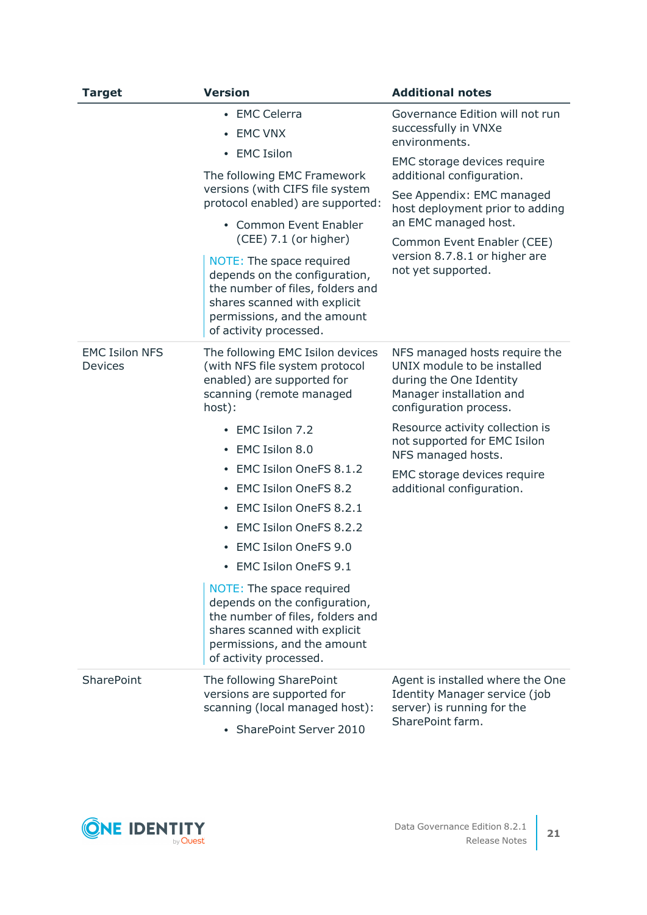| Target | Version | Additional notes |
| --- | --- | --- |
| | <ul><li>EMC Celerra</li><li>EMC VNX</li><li>EMC Isilon</li></ul>The following EMC Framework versions (with CIFS file system protocol enabled) are supported:<ul><li>Common Event Enabler (CEE) 7.1 (or higher)</li></ul>NOTE: The space required depends on the configuration, the number of files, folders and shares scanned with explicit permissions, and the amount of activity processed. | Governance Edition will not run successfully in VNXe environments.<br><br>EMC storage devices require additional configuration.<br><br>See Appendix: EMC managed host deployment prior to adding an EMC managed host.<br><br>Common Event Enabler (CEE) version 8.7.8.1 or higher are not yet supported. |
| EMC Isilon NFS Devices | The following EMC Isilon devices (with NFS file system protocol enabled) are supported for scanning (remote managed host):<ul><li>EMC Isilon 7.2</li><li>EMC Isilon 8.0</li><li>EMC Isilon OneFS 8.1.2</li><li>EMC Isilon OneFS 8.2</li><li>EMC Isilon OneFS 8.2.1</li><li>EMC Isilon OneFS 8.2.2</li><li>EMC Isilon OneFS 9.0</li><li>EMC Isilon OneFS 9.1</li></ul>NOTE: The space required depends on the configuration, the number of files, folders and shares scanned with explicit permissions, and the amount of activity processed. | NFS managed hosts require the UNIX module to be installed during the One Identity Manager installation and configuration process.<br><br>Resource activity collection is not supported for EMC Isilon NFS managed hosts.<br><br>EMC storage devices require additional configuration. |
| SharePoint | The following SharePoint versions are supported for scanning (local managed host):<ul><li>SharePoint Server 2010</li></ul> | Agent is installed where the One Identity Manager service (job server) is running for the SharePoint farm. |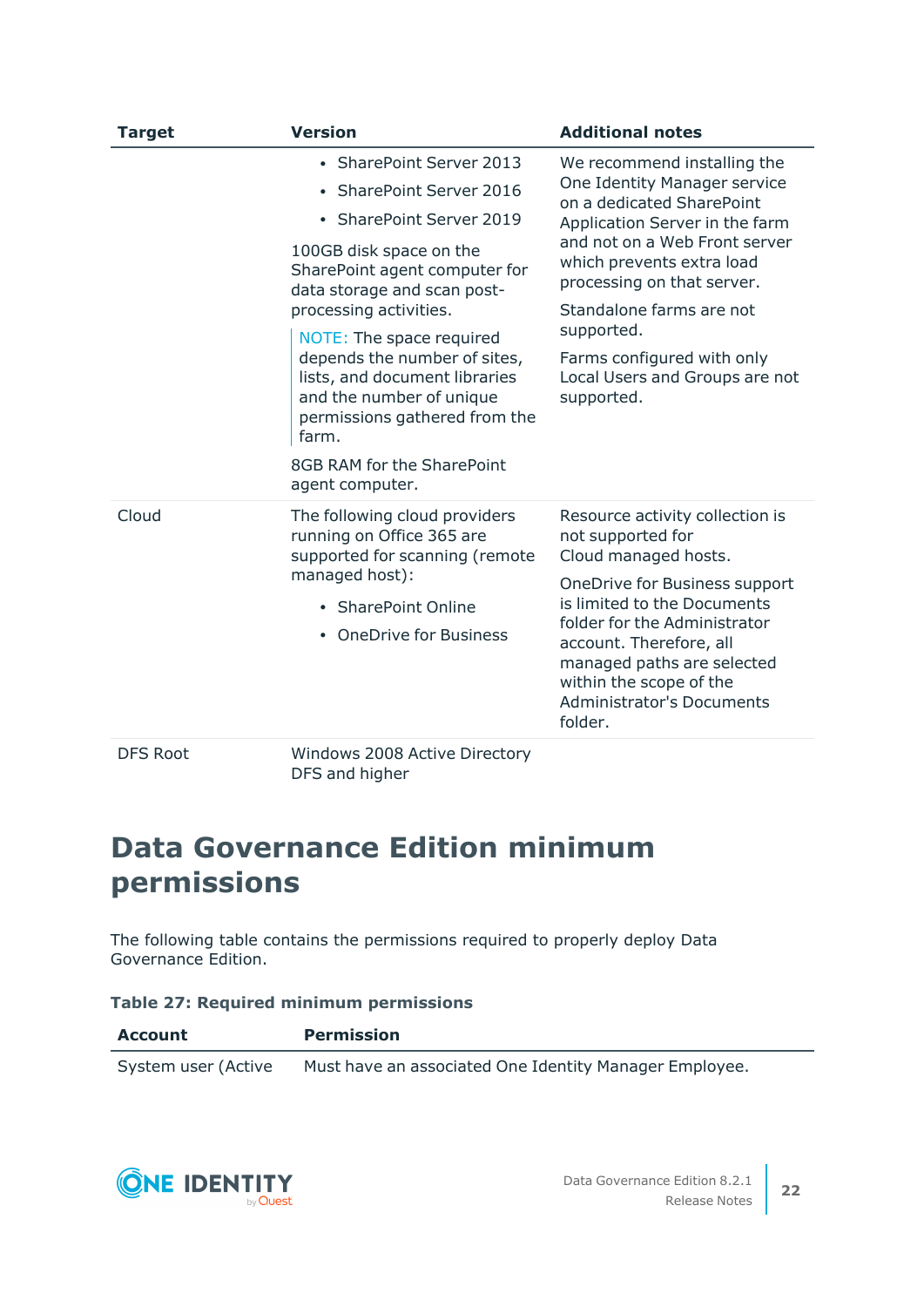| Target | Version | Additional notes |
|---|---|---|
| | • SharePoint Server 2013<br>• SharePoint Server 2016<br>• SharePoint Server 2019<br><br>100GB disk space on the SharePoint agent computer for data storage and scan post-processing activities.<br><br>NOTE: The space required depends the number of sites, lists, and document libraries and the number of unique permissions gathered from the farm.<br><br>8GB RAM for the SharePoint agent computer. | We recommend installing the One Identity Manager service on a dedicated SharePoint Application Server in the farm and not on a Web Front server which prevents extra load processing on that server.<br><br>Standalone farms are not supported.<br><br>Farms configured with only Local Users and Groups are not supported. |
| Cloud | The following cloud providers running on Office 365 are supported for scanning (remote managed host):<br><br>• SharePoint Online<br>• OneDrive for Business | Resource activity collection is not supported for Cloud managed hosts.<br><br>OneDrive for Business support is limited to the Documents folder for the Administrator account. Therefore, all managed paths are selected within the scope of the Administrator's Documents folder. |
| DFS Root | Windows 2008 Active Directory DFS and higher | |

## Data Governance Edition minimum permissions

The following table contains the permissions required to properly deploy Data Governance Edition.

**Table 27: Required minimum permissions**

| Account | Permission |
|---|---|
| System user (Active | Must have an associated One Identity Manager Employee. |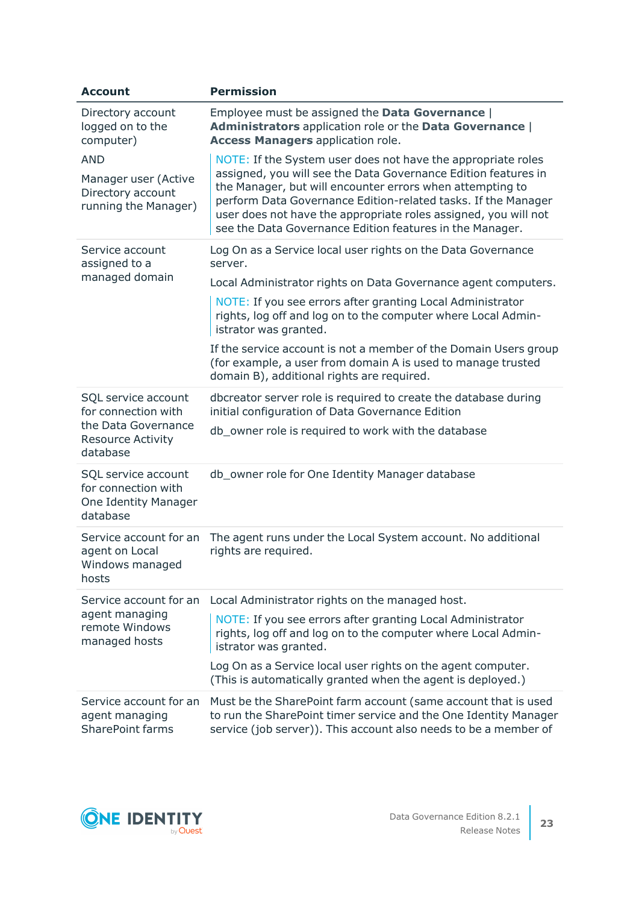| Account | Permission |
|---|---|
| Directory account logged on to the computer)<br><br>AND<br><br>Manager user (Active Directory account running the Manager) | Employee must be assigned the **Data Governance \| Administrators** application role or the **Data Governance \| Access Managers** application role.<br><br>NOTE: If the System user does not have the appropriate roles assigned, you will see the Data Governance Edition features in the Manager, but will encounter errors when attempting to perform Data Governance Edition-related tasks. If the Manager user does not have the appropriate roles assigned, you will not see the Data Governance Edition features in the Manager. |
| Service account assigned to a managed domain | Log On as a Service local user rights on the Data Governance server.<br><br>Local Administrator rights on Data Governance agent computers.<br><br>NOTE: If you see errors after granting Local Administrator rights, log off and log on to the computer where Local Administrator was granted.<br><br>If the service account is not a member of the Domain Users group (for example, a user from domain A is used to manage trusted domain B), additional rights are required. |
| SQL service account for connection with the Data Governance Resource Activity database | dbcreator server role is required to create the database during initial configuration of Data Governance Edition<br><br>db_owner role is required to work with the database |
| SQL service account for connection with One Identity Manager database | db_owner role for One Identity Manager database |
| Service account for an agent on Local Windows managed hosts | The agent runs under the Local System account. No additional rights are required. |
| Service account for an agent managing remote Windows managed hosts | Local Administrator rights on the managed host.<br><br>NOTE: If you see errors after granting Local Administrator rights, log off and log on to the computer where Local Administrator was granted.<br><br>Log On as a Service local user rights on the agent computer. (This is automatically granted when the agent is deployed.) |
| Service account for an agent managing SharePoint farms | Must be the SharePoint farm account (same account that is used to run the SharePoint timer service and the One Identity Manager service (job server)). This account also needs to be a member of |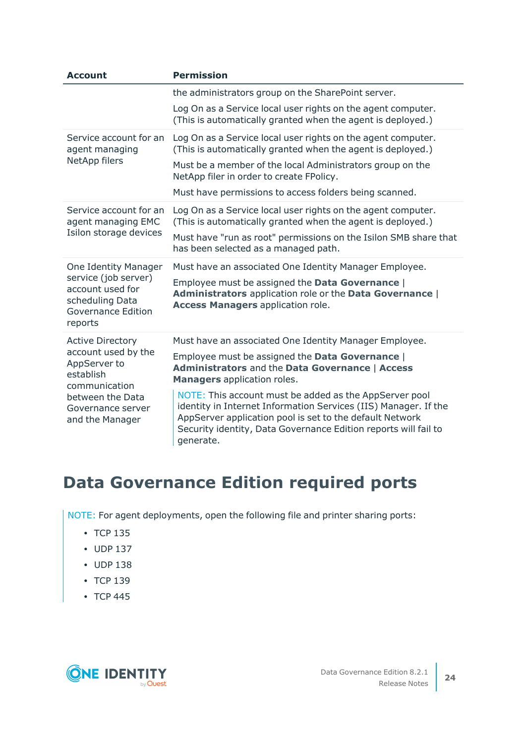| Account | Permission |
|---|---|
| | the administrators group on the SharePoint server.<br><br>Log On as a Service local user rights on the agent computer. (This is automatically granted when the agent is deployed.) |
| Service account for an agent managing NetApp filers | Log On as a Service local user rights on the agent computer. (This is automatically granted when the agent is deployed.)<br><br>Must be a member of the local Administrators group on the NetApp filer in order to create FPolicy.<br><br>Must have permissions to access folders being scanned. |
| Service account for an agent managing EMC Isilon storage devices | Log On as a Service local user rights on the agent computer. (This is automatically granted when the agent is deployed.)<br><br>Must have "run as root" permissions on the Isilon SMB share that has been selected as a managed path. |
| One Identity Manager service (job server) account used for scheduling Data Governance Edition reports | Must have an associated One Identity Manager Employee.<br><br>Employee must be assigned the **Data Governance** \| **Administrators** application role or the **Data Governance** \| **Access Managers** application role. |
| Active Directory account used by the AppServer to establish communication between the Data Governance server and the Manager | Must have an associated One Identity Manager Employee.<br><br>Employee must be assigned the **Data Governance** \| **Administrators** and the **Data Governance** \| **Access Managers** application roles.<br><br>NOTE: This account must be added as the AppServer pool identity in Internet Information Services (IIS) Manager. If the AppServer application pool is set to the default Network Security identity, Data Governance Edition reports will fail to generate. |

# Data Governance Edition required ports

NOTE: For agent deployments, open the following file and printer sharing ports:

- TCP 135
- UDP 137
- UDP 138
- TCP 139
- TCP 445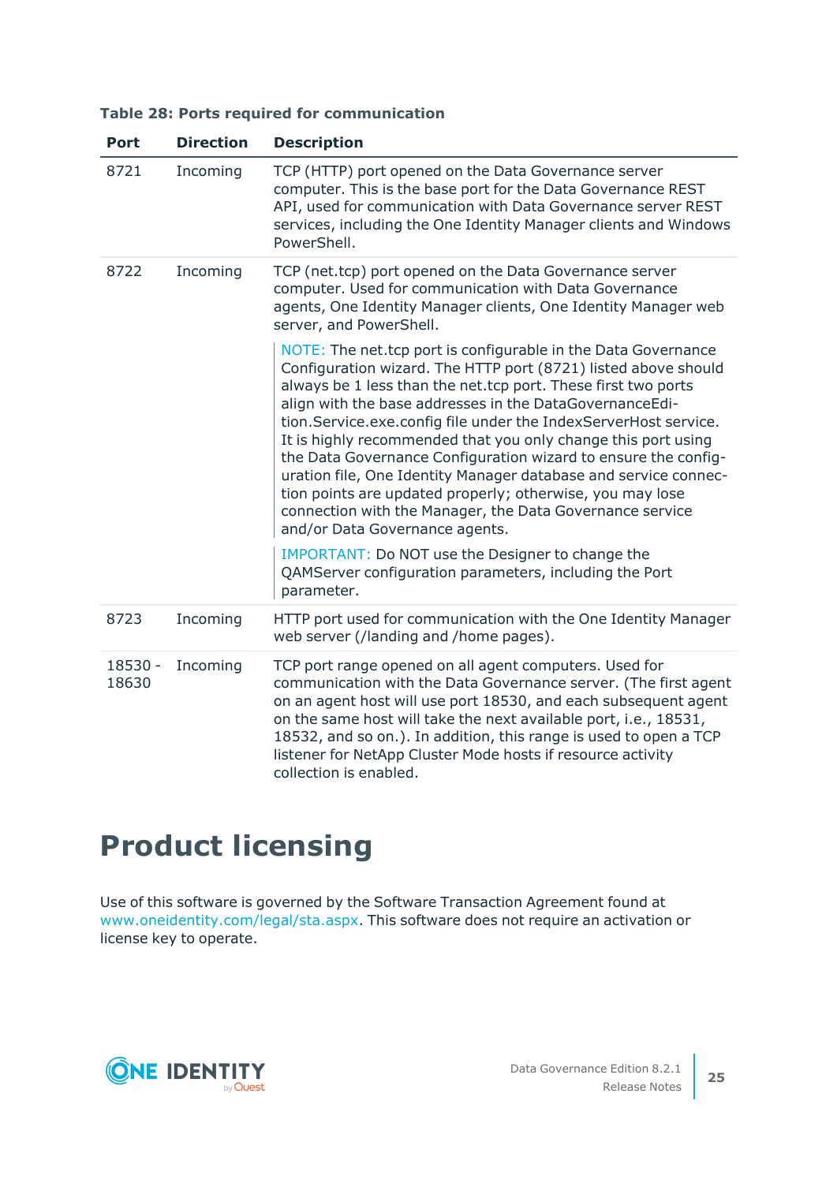**Table 28: Ports required for communication**

| Port | Direction | Description |
|---|---|---|
| 8721 | Incoming | TCP (HTTP) port opened on the Data Governance server computer. This is the base port for the Data Governance REST API, used for communication with Data Governance server REST services, including the One Identity Manager clients and Windows PowerShell. |
| 8722 | Incoming | TCP (net.tcp) port opened on the Data Governance server computer. Used for communication with Data Governance agents, One Identity Manager clients, One Identity Manager web server, and PowerShell. <br><br> NOTE: The net.tcp port is configurable in the Data Governance Configuration wizard. The HTTP port (8721) listed above should always be 1 less than the net.tcp port. These first two ports align with the base addresses in the DataGovernanceEdition.Service.exe.config file under the IndexServerHost service. It is highly recommended that you only change this port using the Data Governance Configuration wizard to ensure the configuration file, One Identity Manager database and service connection points are updated properly; otherwise, you may lose connection with the Manager, the Data Governance service and/or Data Governance agents. <br><br> IMPORTANT: Do NOT use the Designer to change the QAMServer configuration parameters, including the Port parameter. |
| 8723 | Incoming | HTTP port used for communication with the One Identity Manager web server (/landing and /home pages). |
| 18530 - 18630 | Incoming | TCP port range opened on all agent computers. Used for communication with the Data Governance server. (The first agent on an agent host will use port 18530, and each subsequent agent on the same host will take the next available port, i.e., 18531, 18532, and so on.). In addition, this range is used to open a TCP listener for NetApp Cluster Mode hosts if resource activity collection is enabled. |

# Product licensing

Use of this software is governed by the Software Transaction Agreement found at www.oneidentity.com/legal/sta.aspx. This software does not require an activation or license key to operate.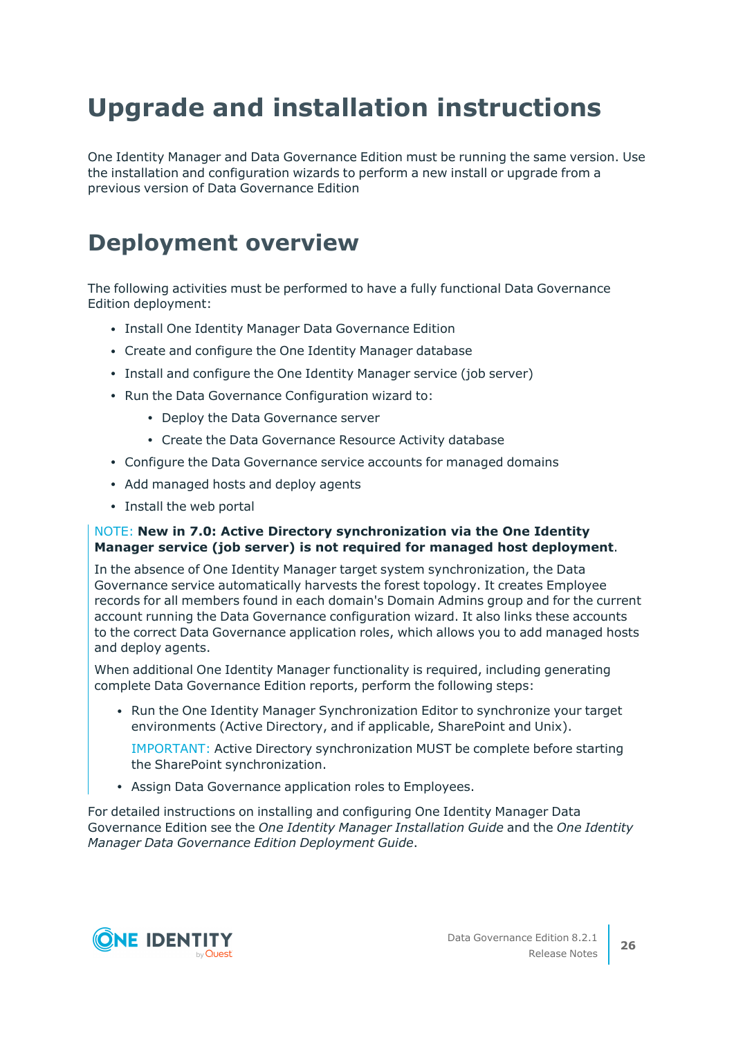# Upgrade and installation instructions

One Identity Manager and Data Governance Edition must be running the same version. Use the installation and configuration wizards to perform a new install or upgrade from a previous version of Data Governance Edition

## Deployment overview

The following activities must be performed to have a fully functional Data Governance Edition deployment:

- Install One Identity Manager Data Governance Edition
- Create and configure the One Identity Manager database
- Install and configure the One Identity Manager service (job server)
- Run the Data Governance Configuration wizard to:
  - Deploy the Data Governance server
  - Create the Data Governance Resource Activity database
- Configure the Data Governance service accounts for managed domains
- Add managed hosts and deploy agents
- Install the web portal

> NOTE: **New in 7.0: Active Directory synchronization via the One Identity Manager service (job server) is not required for managed host deployment**.
>
> In the absence of One Identity Manager target system synchronization, the Data Governance service automatically harvests the forest topology. It creates Employee records for all members found in each domain's Domain Admins group and for the current account running the Data Governance configuration wizard. It also links these accounts to the correct Data Governance application roles, which allows you to add managed hosts and deploy agents.
>
> When additional One Identity Manager functionality is required, including generating complete Data Governance Edition reports, perform the following steps:
>
> - Run the One Identity Manager Synchronization Editor to synchronize your target environments (Active Directory, and if applicable, SharePoint and Unix).
>
>   IMPORTANT: Active Directory synchronization MUST be complete before starting the SharePoint synchronization.
>
> - Assign Data Governance application roles to Employees.

For detailed instructions on installing and configuring One Identity Manager Data Governance Edition see the *One Identity Manager Installation Guide* and the *One Identity Manager Data Governance Edition Deployment Guide*.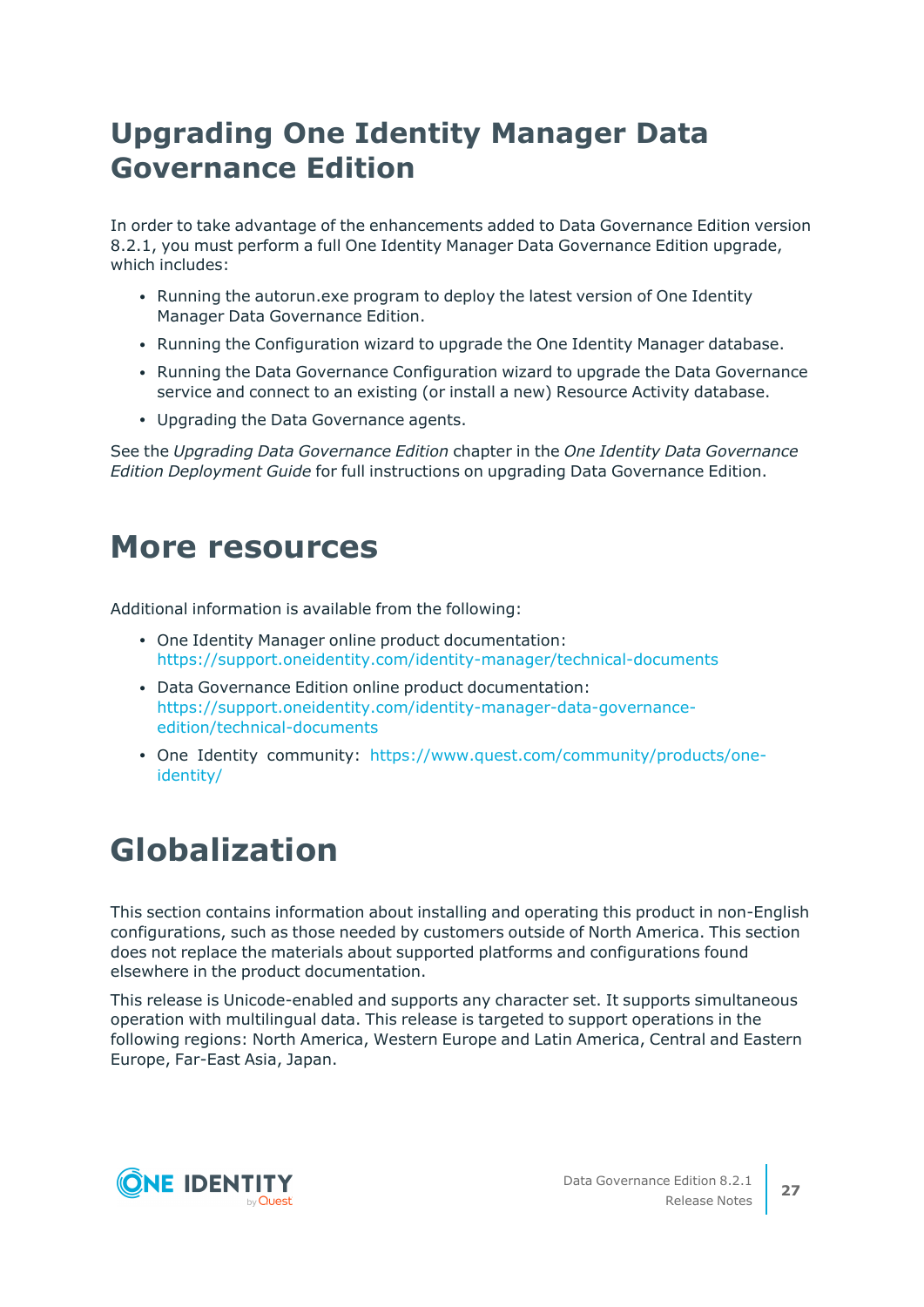# Upgrading One Identity Manager Data Governance Edition

In order to take advantage of the enhancements added to Data Governance Edition version 8.2.1, you must perform a full One Identity Manager Data Governance Edition upgrade, which includes:

- Running the autorun.exe program to deploy the latest version of One Identity Manager Data Governance Edition.
- Running the Configuration wizard to upgrade the One Identity Manager database.
- Running the Data Governance Configuration wizard to upgrade the Data Governance service and connect to an existing (or install a new) Resource Activity database.
- Upgrading the Data Governance agents.

See the *Upgrading Data Governance Edition* chapter in the *One Identity Data Governance Edition Deployment Guide* for full instructions on upgrading Data Governance Edition.

# More resources

Additional information is available from the following:

- One Identity Manager online product documentation: https://support.oneidentity.com/identity-manager/technical-documents
- Data Governance Edition online product documentation: https://support.oneidentity.com/identity-manager-data-governance-edition/technical-documents
- One Identity community: https://www.quest.com/community/products/one-identity/

# Globalization

This section contains information about installing and operating this product in non-English configurations, such as those needed by customers outside of North America. This section does not replace the materials about supported platforms and configurations found elsewhere in the product documentation.

This release is Unicode-enabled and supports any character set. It supports simultaneous operation with multilingual data. This release is targeted to support operations in the following regions: North America, Western Europe and Latin America, Central and Eastern Europe, Far-East Asia, Japan.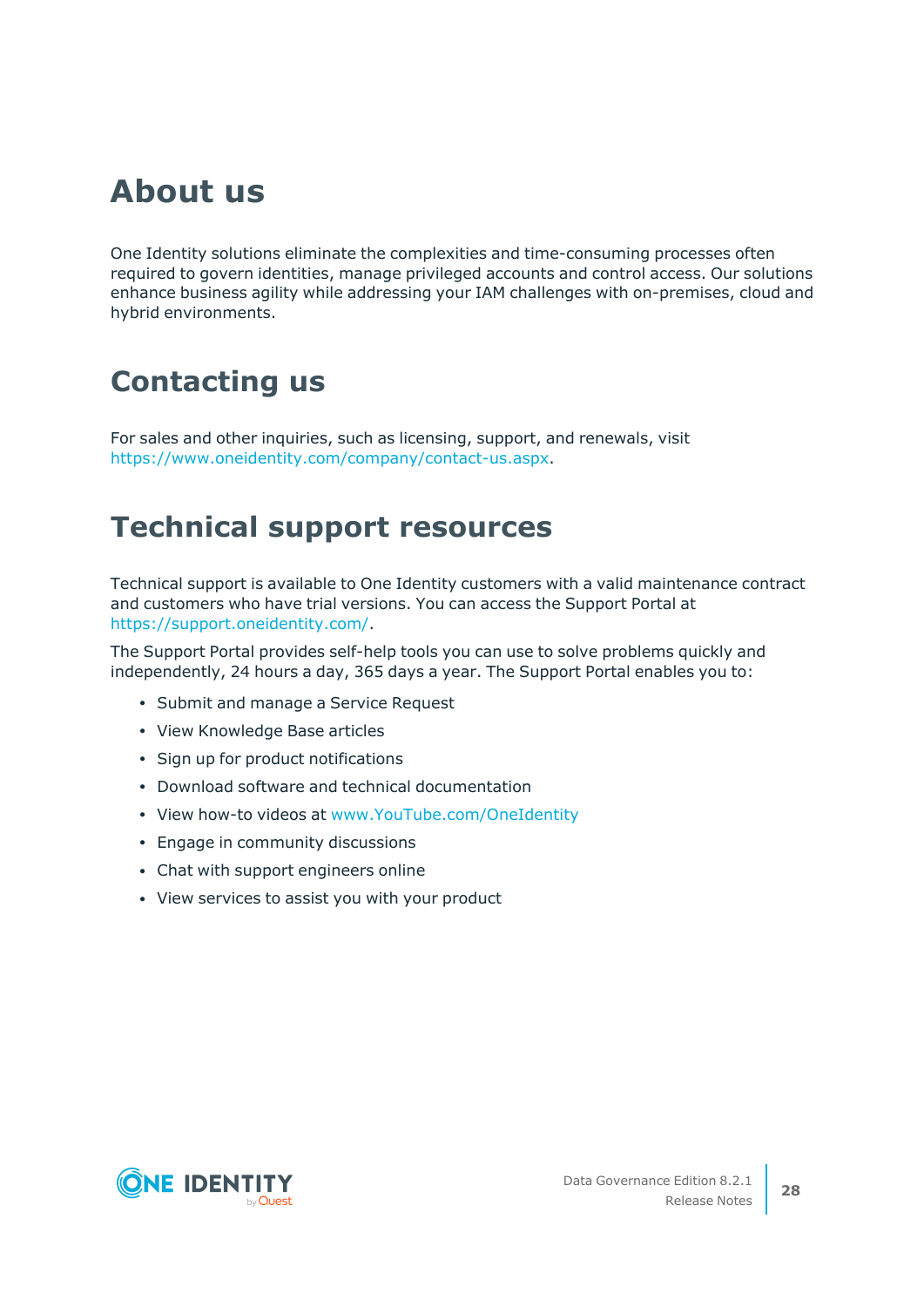# About us

One Identity solutions eliminate the complexities and time-consuming processes often required to govern identities, manage privileged accounts and control access. Our solutions enhance business agility while addressing your IAM challenges with on-premises, cloud and hybrid environments.

# Contacting us

For sales and other inquiries, such as licensing, support, and renewals, visit https://www.oneidentity.com/company/contact-us.aspx.

# Technical support resources

Technical support is available to One Identity customers with a valid maintenance contract and customers who have trial versions. You can access the Support Portal at https://support.oneidentity.com/.

The Support Portal provides self-help tools you can use to solve problems quickly and independently, 24 hours a day, 365 days a year. The Support Portal enables you to:

- Submit and manage a Service Request
- View Knowledge Base articles
- Sign up for product notifications
- Download software and technical documentation
- View how-to videos at www.YouTube.com/OneIdentity
- Engage in community discussions
- Chat with support engineers online
- View services to assist you with your product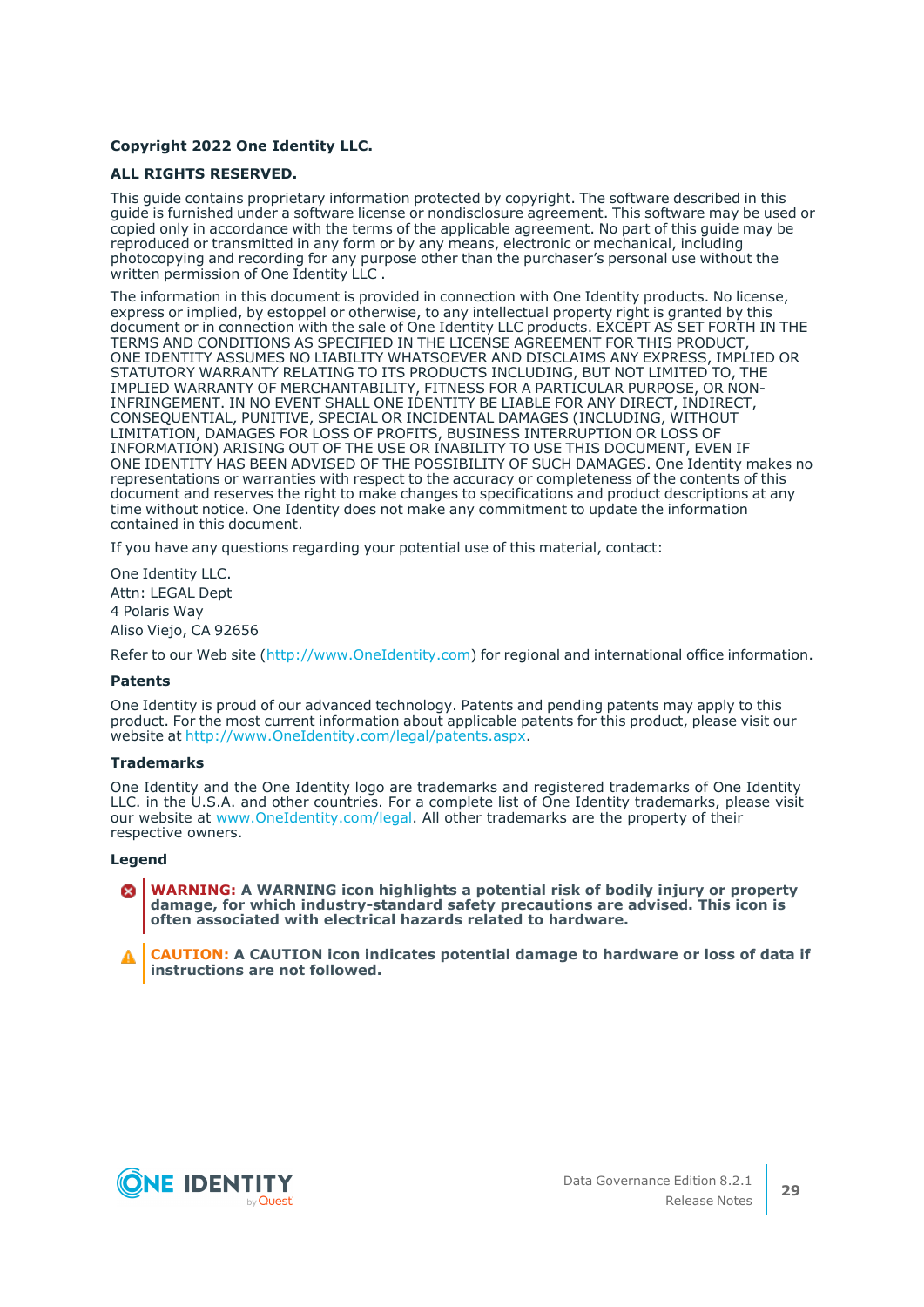**Copyright 2022 One Identity LLC.**

**ALL RIGHTS RESERVED.**

This guide contains proprietary information protected by copyright. The software described in this guide is furnished under a software license or nondisclosure agreement. This software may be used or copied only in accordance with the terms of the applicable agreement. No part of this guide may be reproduced or transmitted in any form or by any means, electronic or mechanical, including photocopying and recording for any purpose other than the purchaser's personal use without the written permission of One Identity LLC .

The information in this document is provided in connection with One Identity products. No license, express or implied, by estoppel or otherwise, to any intellectual property right is granted by this document or in connection with the sale of One Identity LLC products. EXCEPT AS SET FORTH IN THE TERMS AND CONDITIONS AS SPECIFIED IN THE LICENSE AGREEMENT FOR THIS PRODUCT, ONE IDENTITY ASSUMES NO LIABILITY WHATSOEVER AND DISCLAIMS ANY EXPRESS, IMPLIED OR STATUTORY WARRANTY RELATING TO ITS PRODUCTS INCLUDING, BUT NOT LIMITED TO, THE IMPLIED WARRANTY OF MERCHANTABILITY, FITNESS FOR A PARTICULAR PURPOSE, OR NON-INFRINGEMENT. IN NO EVENT SHALL ONE IDENTITY BE LIABLE FOR ANY DIRECT, INDIRECT, CONSEQUENTIAL, PUNITIVE, SPECIAL OR INCIDENTAL DAMAGES (INCLUDING, WITHOUT LIMITATION, DAMAGES FOR LOSS OF PROFITS, BUSINESS INTERRUPTION OR LOSS OF INFORMATION) ARISING OUT OF THE USE OR INABILITY TO USE THIS DOCUMENT, EVEN IF ONE IDENTITY HAS BEEN ADVISED OF THE POSSIBILITY OF SUCH DAMAGES. One Identity makes no representations or warranties with respect to the accuracy or completeness of the contents of this document and reserves the right to make changes to specifications and product descriptions at any time without notice. One Identity does not make any commitment to update the information contained in this document.

If you have any questions regarding your potential use of this material, contact:

One Identity LLC.
Attn: LEGAL Dept
4 Polaris Way
Aliso Viejo, CA 92656

Refer to our Web site (http://www.OneIdentity.com) for regional and international office information.

**Patents**

One Identity is proud of our advanced technology. Patents and pending patents may apply to this product. For the most current information about applicable patents for this product, please visit our website at http://www.OneIdentity.com/legal/patents.aspx.

**Trademarks**

One Identity and the One Identity logo are trademarks and registered trademarks of One Identity LLC. in the U.S.A. and other countries. For a complete list of One Identity trademarks, please visit our website at www.OneIdentity.com/legal. All other trademarks are the property of their respective owners.

**Legend**

**WARNING: A WARNING icon highlights a potential risk of bodily injury or property damage, for which industry-standard safety precautions are advised. This icon is often associated with electrical hazards related to hardware.**

**CAUTION: A CAUTION icon indicates potential damage to hardware or loss of data if instructions are not followed.**